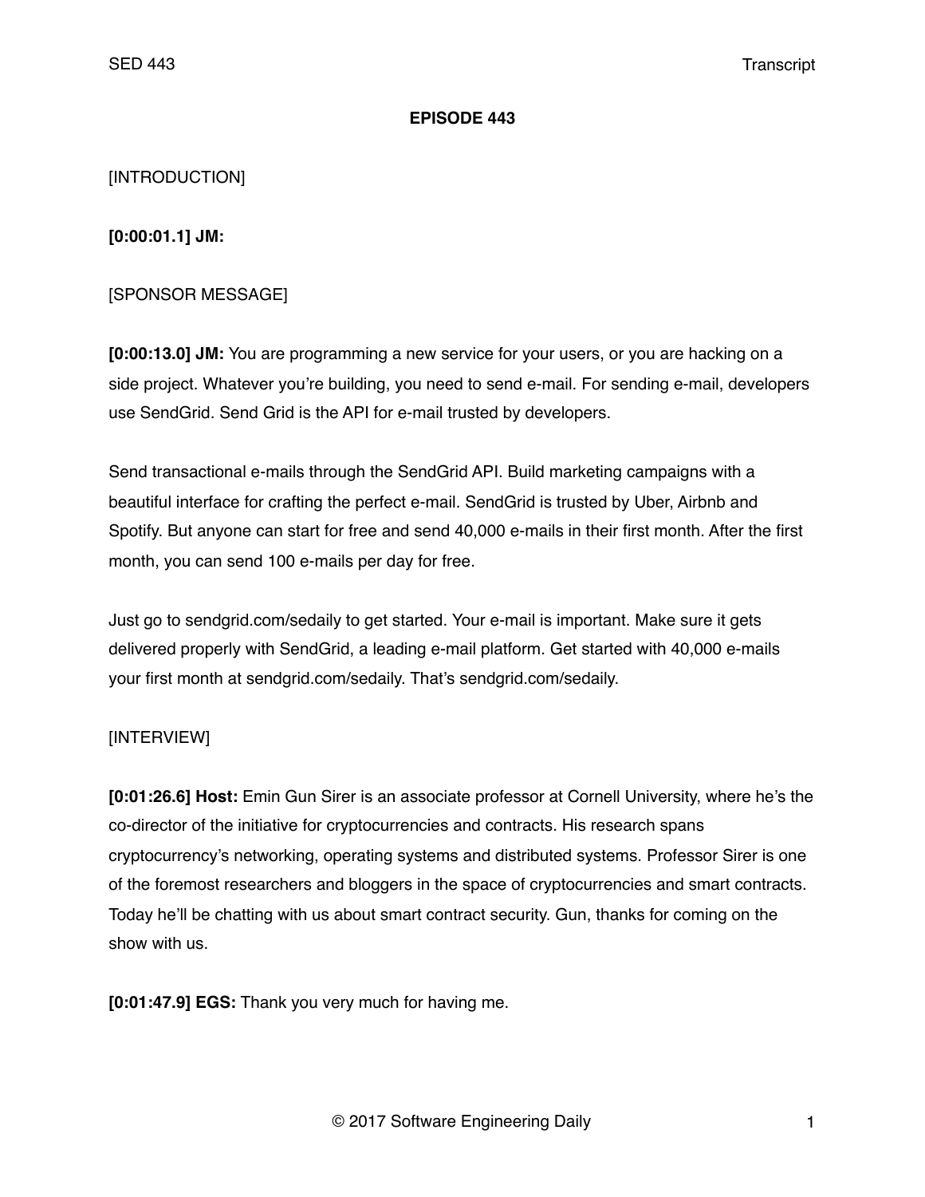**EPISODE 443**

[INTRODUCTION]

**[0:00:01.1] JM:**

[SPONSOR MESSAGE]

**[0:00:13.0] JM:** You are programming a new service for your users, or you are hacking on a side project. Whatever you're building, you need to send e-mail. For sending e-mail, developers use SendGrid. Send Grid is the API for e-mail trusted by developers.

Send transactional e-mails through the SendGrid API. Build marketing campaigns with a beautiful interface for crafting the perfect e-mail. SendGrid is trusted by Uber, Airbnb and Spotify. But anyone can start for free and send 40,000 e-mails in their first month. After the first month, you can send 100 e-mails per day for free.

Just go to sendgrid.com/sedaily to get started. Your e-mail is important. Make sure it gets delivered properly with SendGrid, a leading e-mail platform. Get started with 40,000 e-mails your first month at sendgrid.com/sedaily. That's sendgrid.com/sedaily.

[INTERVIEW]

**[0:01:26.6] Host:** Emin Gun Sirer is an associate professor at Cornell University, where he's the co-director of the initiative for cryptocurrencies and contracts. His research spans cryptocurrency's networking, operating systems and distributed systems. Professor Sirer is one of the foremost researchers and bloggers in the space of cryptocurrencies and smart contracts. Today he'll be chatting with us about smart contract security. Gun, thanks for coming on the show with us.

**[0:01:47.9] EGS:** Thank you very much for having me.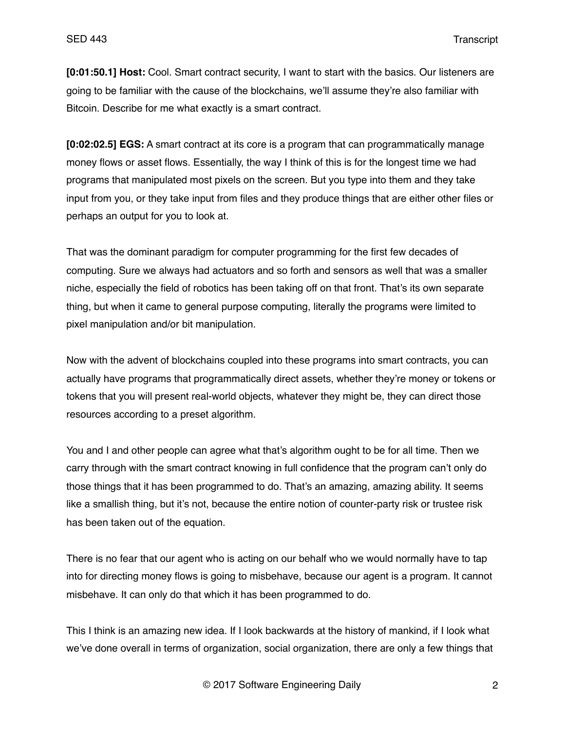**[0:01:50.1] Host:** Cool. Smart contract security, I want to start with the basics. Our listeners are going to be familiar with the cause of the blockchains, we'll assume they're also familiar with Bitcoin. Describe for me what exactly is a smart contract.

**[0:02:02.5] EGS:** A smart contract at its core is a program that can programmatically manage money flows or asset flows. Essentially, the way I think of this is for the longest time we had programs that manipulated most pixels on the screen. But you type into them and they take input from you, or they take input from files and they produce things that are either other files or perhaps an output for you to look at.

That was the dominant paradigm for computer programming for the first few decades of computing. Sure we always had actuators and so forth and sensors as well that was a smaller niche, especially the field of robotics has been taking off on that front. That's its own separate thing, but when it came to general purpose computing, literally the programs were limited to pixel manipulation and/or bit manipulation.

Now with the advent of blockchains coupled into these programs into smart contracts, you can actually have programs that programmatically direct assets, whether they're money or tokens or tokens that you will present real-world objects, whatever they might be, they can direct those resources according to a preset algorithm.

You and I and other people can agree what that's algorithm ought to be for all time. Then we carry through with the smart contract knowing in full confidence that the program can't only do those things that it has been programmed to do. That's an amazing, amazing ability. It seems like a smallish thing, but it's not, because the entire notion of counter-party risk or trustee risk has been taken out of the equation.

There is no fear that our agent who is acting on our behalf who we would normally have to tap into for directing money flows is going to misbehave, because our agent is a program. It cannot misbehave. It can only do that which it has been programmed to do.

This I think is an amazing new idea. If I look backwards at the history of mankind, if I look what we've done overall in terms of organization, social organization, there are only a few things that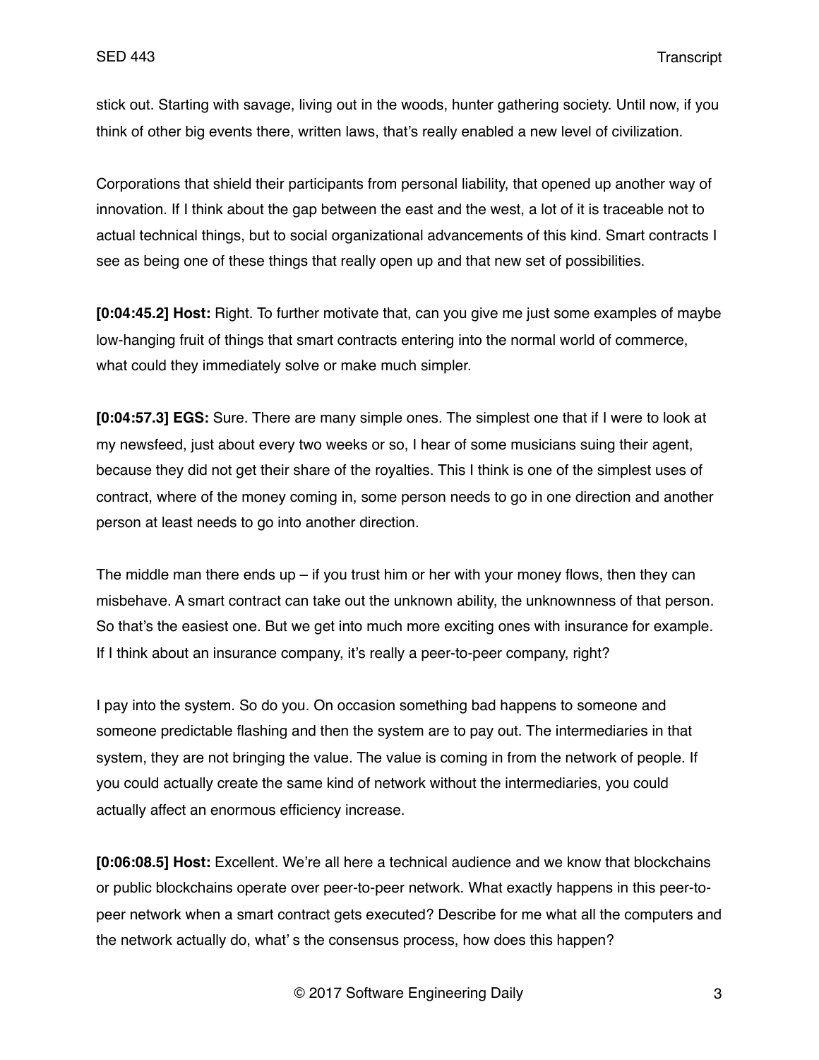stick out. Starting with savage, living out in the woods, hunter gathering society. Until now, if you think of other big events there, written laws, that's really enabled a new level of civilization.

Corporations that shield their participants from personal liability, that opened up another way of innovation. If I think about the gap between the east and the west, a lot of it is traceable not to actual technical things, but to social organizational advancements of this kind. Smart contracts I see as being one of these things that really open up and that new set of possibilities.

**[0:04:45.2] Host:** Right. To further motivate that, can you give me just some examples of maybe low-hanging fruit of things that smart contracts entering into the normal world of commerce, what could they immediately solve or make much simpler.

**[0:04:57.3] EGS:** Sure. There are many simple ones. The simplest one that if I were to look at my newsfeed, just about every two weeks or so, I hear of some musicians suing their agent, because they did not get their share of the royalties. This I think is one of the simplest uses of contract, where of the money coming in, some person needs to go in one direction and another person at least needs to go into another direction.

The middle man there ends up – if you trust him or her with your money flows, then they can misbehave. A smart contract can take out the unknown ability, the unknownness of that person. So that's the easiest one. But we get into much more exciting ones with insurance for example. If I think about an insurance company, it's really a peer-to-peer company, right?

I pay into the system. So do you. On occasion something bad happens to someone and someone predictable flashing and then the system are to pay out. The intermediaries in that system, they are not bringing the value. The value is coming in from the network of people. If you could actually create the same kind of network without the intermediaries, you could actually affect an enormous efficiency increase.

**[0:06:08.5] Host:** Excellent. We're all here a technical audience and we know that blockchains or public blockchains operate over peer-to-peer network. What exactly happens in this peer-to-peer network when a smart contract gets executed? Describe for me what all the computers and the network actually do, what' s the consensus process, how does this happen?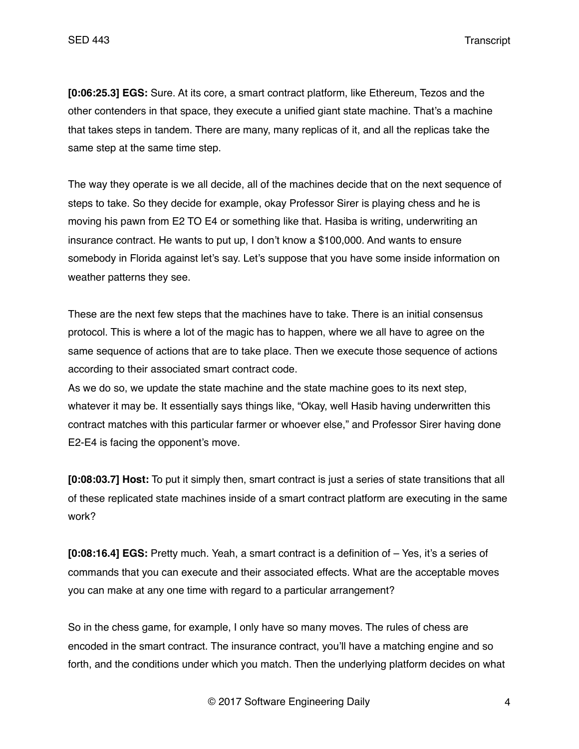**[0:06:25.3] EGS:** Sure. At its core, a smart contract platform, like Ethereum, Tezos and the other contenders in that space, they execute a unified giant state machine. That's a machine that takes steps in tandem. There are many, many replicas of it, and all the replicas take the same step at the same time step.

The way they operate is we all decide, all of the machines decide that on the next sequence of steps to take. So they decide for example, okay Professor Sirer is playing chess and he is moving his pawn from E2 TO E4 or something like that. Hasiba is writing, underwriting an insurance contract. He wants to put up, I don't know a $100,000. And wants to ensure somebody in Florida against let's say. Let's suppose that you have some inside information on weather patterns they see.

These are the next few steps that the machines have to take. There is an initial consensus protocol. This is where a lot of the magic has to happen, where we all have to agree on the same sequence of actions that are to take place. Then we execute those sequence of actions according to their associated smart contract code.

As we do so, we update the state machine and the state machine goes to its next step, whatever it may be. It essentially says things like, "Okay, well Hasib having underwritten this contract matches with this particular farmer or whoever else," and Professor Sirer having done E2-E4 is facing the opponent's move.

**[0:08:03.7] Host:** To put it simply then, smart contract is just a series of state transitions that all of these replicated state machines inside of a smart contract platform are executing in the same work?

**[0:08:16.4] EGS:** Pretty much. Yeah, a smart contract is a definition of – Yes, it's a series of commands that you can execute and their associated effects. What are the acceptable moves you can make at any one time with regard to a particular arrangement?

So in the chess game, for example, I only have so many moves. The rules of chess are encoded in the smart contract. The insurance contract, you'll have a matching engine and so forth, and the conditions under which you match. Then the underlying platform decides on what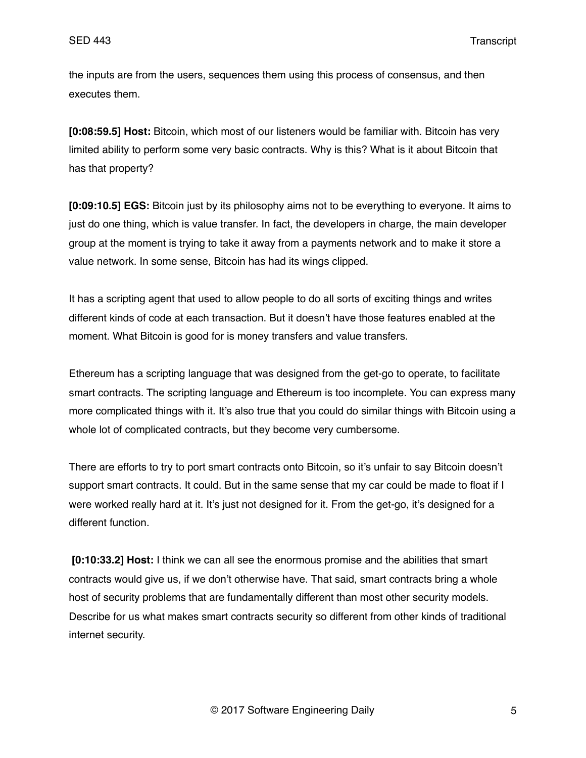the inputs are from the users, sequences them using this process of consensus, and then executes them.

**[0:08:59.5] Host:** Bitcoin, which most of our listeners would be familiar with. Bitcoin has very limited ability to perform some very basic contracts. Why is this? What is it about Bitcoin that has that property?

**[0:09:10.5] EGS:** Bitcoin just by its philosophy aims not to be everything to everyone. It aims to just do one thing, which is value transfer. In fact, the developers in charge, the main developer group at the moment is trying to take it away from a payments network and to make it store a value network. In some sense, Bitcoin has had its wings clipped.

It has a scripting agent that used to allow people to do all sorts of exciting things and writes different kinds of code at each transaction. But it doesn't have those features enabled at the moment. What Bitcoin is good for is money transfers and value transfers.

Ethereum has a scripting language that was designed from the get-go to operate, to facilitate smart contracts. The scripting language and Ethereum is too incomplete. You can express many more complicated things with it. It's also true that you could do similar things with Bitcoin using a whole lot of complicated contracts, but they become very cumbersome.

There are efforts to try to port smart contracts onto Bitcoin, so it's unfair to say Bitcoin doesn't support smart contracts. It could. But in the same sense that my car could be made to float if I were worked really hard at it. It's just not designed for it. From the get-go, it's designed for a different function.

**[0:10:33.2] Host:** I think we can all see the enormous promise and the abilities that smart contracts would give us, if we don't otherwise have. That said, smart contracts bring a whole host of security problems that are fundamentally different than most other security models. Describe for us what makes smart contracts security so different from other kinds of traditional internet security.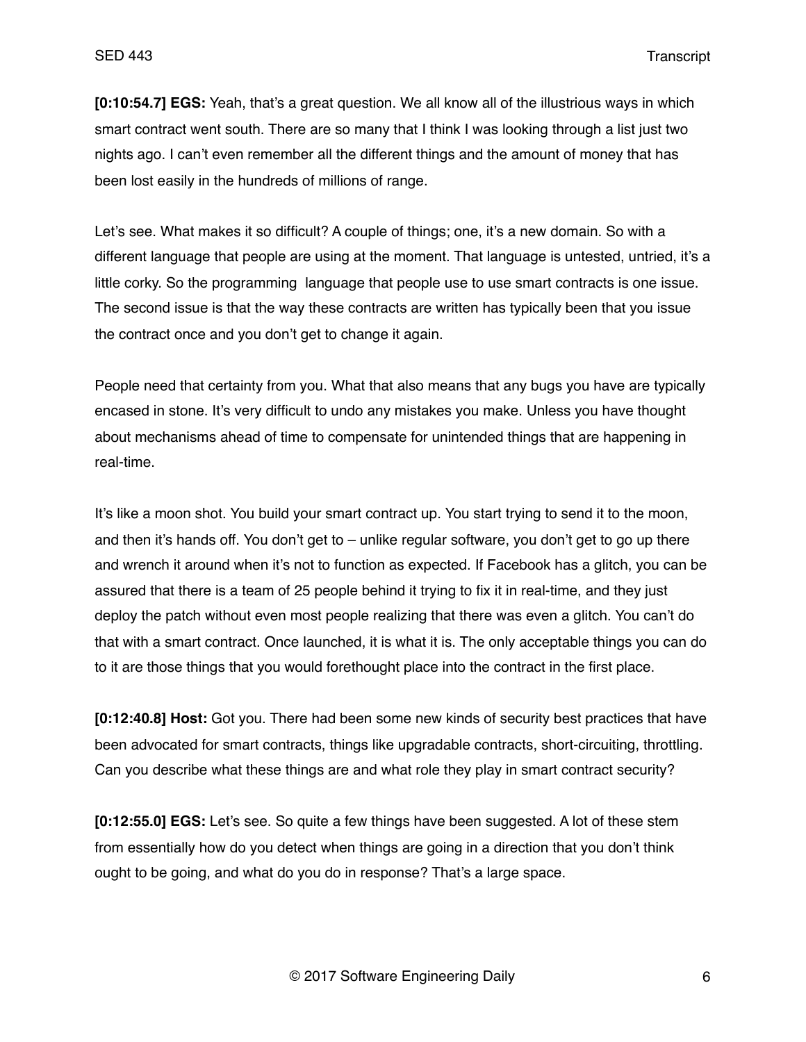**[0:10:54.7] EGS:** Yeah, that's a great question. We all know all of the illustrious ways in which smart contract went south. There are so many that I think I was looking through a list just two nights ago. I can't even remember all the different things and the amount of money that has been lost easily in the hundreds of millions of range.

Let's see. What makes it so difficult? A couple of things; one, it's a new domain. So with a different language that people are using at the moment. That language is untested, untried, it's a little corky. So the programming  language that people use to use smart contracts is one issue. The second issue is that the way these contracts are written has typically been that you issue the contract once and you don't get to change it again.

People need that certainty from you. What that also means that any bugs you have are typically encased in stone. It's very difficult to undo any mistakes you make. Unless you have thought about mechanisms ahead of time to compensate for unintended things that are happening in real-time.

It's like a moon shot. You build your smart contract up. You start trying to send it to the moon, and then it's hands off. You don't get to – unlike regular software, you don't get to go up there and wrench it around when it's not to function as expected. If Facebook has a glitch, you can be assured that there is a team of 25 people behind it trying to fix it in real-time, and they just deploy the patch without even most people realizing that there was even a glitch. You can't do that with a smart contract. Once launched, it is what it is. The only acceptable things you can do to it are those things that you would forethought place into the contract in the first place.

**[0:12:40.8] Host:** Got you. There had been some new kinds of security best practices that have been advocated for smart contracts, things like upgradable contracts, short-circuiting, throttling. Can you describe what these things are and what role they play in smart contract security?

**[0:12:55.0] EGS:** Let's see. So quite a few things have been suggested. A lot of these stem from essentially how do you detect when things are going in a direction that you don't think ought to be going, and what do you do in response? That's a large space.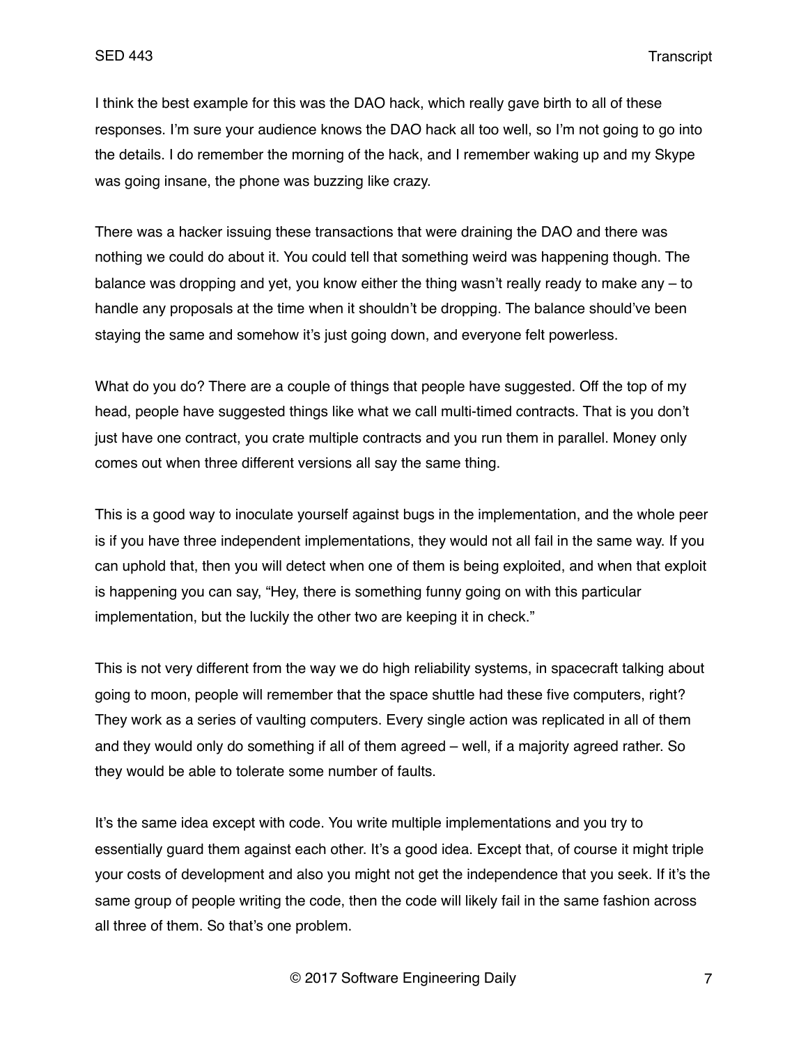I think the best example for this was the DAO hack, which really gave birth to all of these responses. I'm sure your audience knows the DAO hack all too well, so I'm not going to go into the details. I do remember the morning of the hack, and I remember waking up and my Skype was going insane, the phone was buzzing like crazy.

There was a hacker issuing these transactions that were draining the DAO and there was nothing we could do about it. You could tell that something weird was happening though. The balance was dropping and yet, you know either the thing wasn't really ready to make any – to handle any proposals at the time when it shouldn't be dropping. The balance should've been staying the same and somehow it's just going down, and everyone felt powerless.

What do you do? There are a couple of things that people have suggested. Off the top of my head, people have suggested things like what we call multi-timed contracts. That is you don't just have one contract, you crate multiple contracts and you run them in parallel. Money only comes out when three different versions all say the same thing.

This is a good way to inoculate yourself against bugs in the implementation, and the whole peer is if you have three independent implementations, they would not all fail in the same way. If you can uphold that, then you will detect when one of them is being exploited, and when that exploit is happening you can say, "Hey, there is something funny going on with this particular implementation, but the luckily the other two are keeping it in check."

This is not very different from the way we do high reliability systems, in spacecraft talking about going to moon, people will remember that the space shuttle had these five computers, right? They work as a series of vaulting computers. Every single action was replicated in all of them and they would only do something if all of them agreed – well, if a majority agreed rather. So they would be able to tolerate some number of faults.

It's the same idea except with code. You write multiple implementations and you try to essentially guard them against each other. It's a good idea. Except that, of course it might triple your costs of development and also you might not get the independence that you seek. If it's the same group of people writing the code, then the code will likely fail in the same fashion across all three of them. So that's one problem.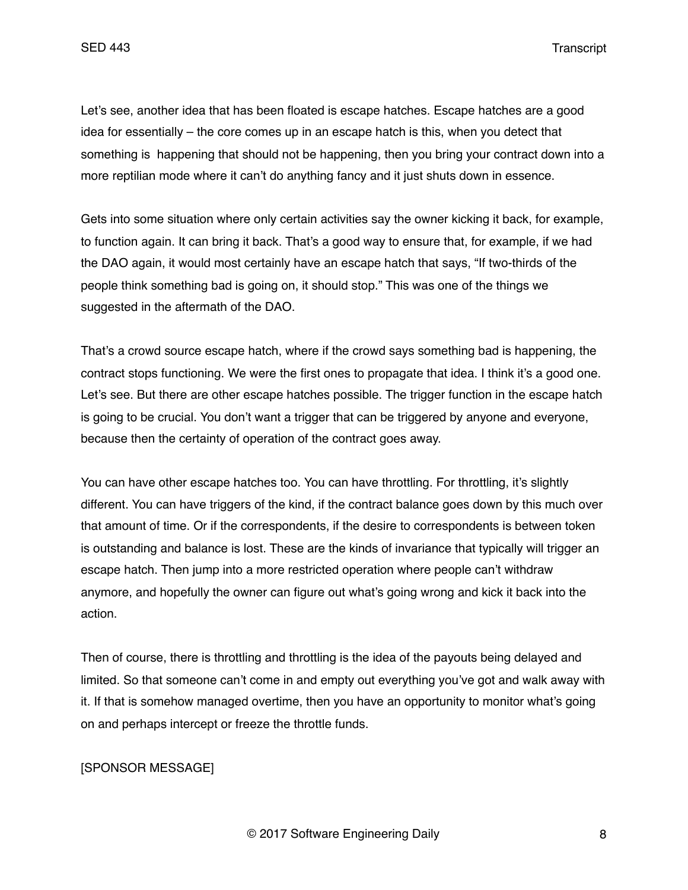Let's see, another idea that has been floated is escape hatches. Escape hatches are a good idea for essentially – the core comes up in an escape hatch is this, when you detect that something is  happening that should not be happening, then you bring your contract down into a more reptilian mode where it can't do anything fancy and it just shuts down in essence.

Gets into some situation where only certain activities say the owner kicking it back, for example, to function again. It can bring it back. That's a good way to ensure that, for example, if we had the DAO again, it would most certainly have an escape hatch that says, "If two-thirds of the people think something bad is going on, it should stop." This was one of the things we suggested in the aftermath of the DAO.

That's a crowd source escape hatch, where if the crowd says something bad is happening, the contract stops functioning. We were the first ones to propagate that idea. I think it's a good one. Let's see. But there are other escape hatches possible. The trigger function in the escape hatch is going to be crucial. You don't want a trigger that can be triggered by anyone and everyone, because then the certainty of operation of the contract goes away.

You can have other escape hatches too. You can have throttling. For throttling, it's slightly different. You can have triggers of the kind, if the contract balance goes down by this much over that amount of time. Or if the correspondents, if the desire to correspondents is between token is outstanding and balance is lost. These are the kinds of invariance that typically will trigger an escape hatch. Then jump into a more restricted operation where people can't withdraw anymore, and hopefully the owner can figure out what's going wrong and kick it back into the action.

Then of course, there is throttling and throttling is the idea of the payouts being delayed and limited. So that someone can't come in and empty out everything you've got and walk away with it. If that is somehow managed overtime, then you have an opportunity to monitor what's going on and perhaps intercept or freeze the throttle funds.

[SPONSOR MESSAGE]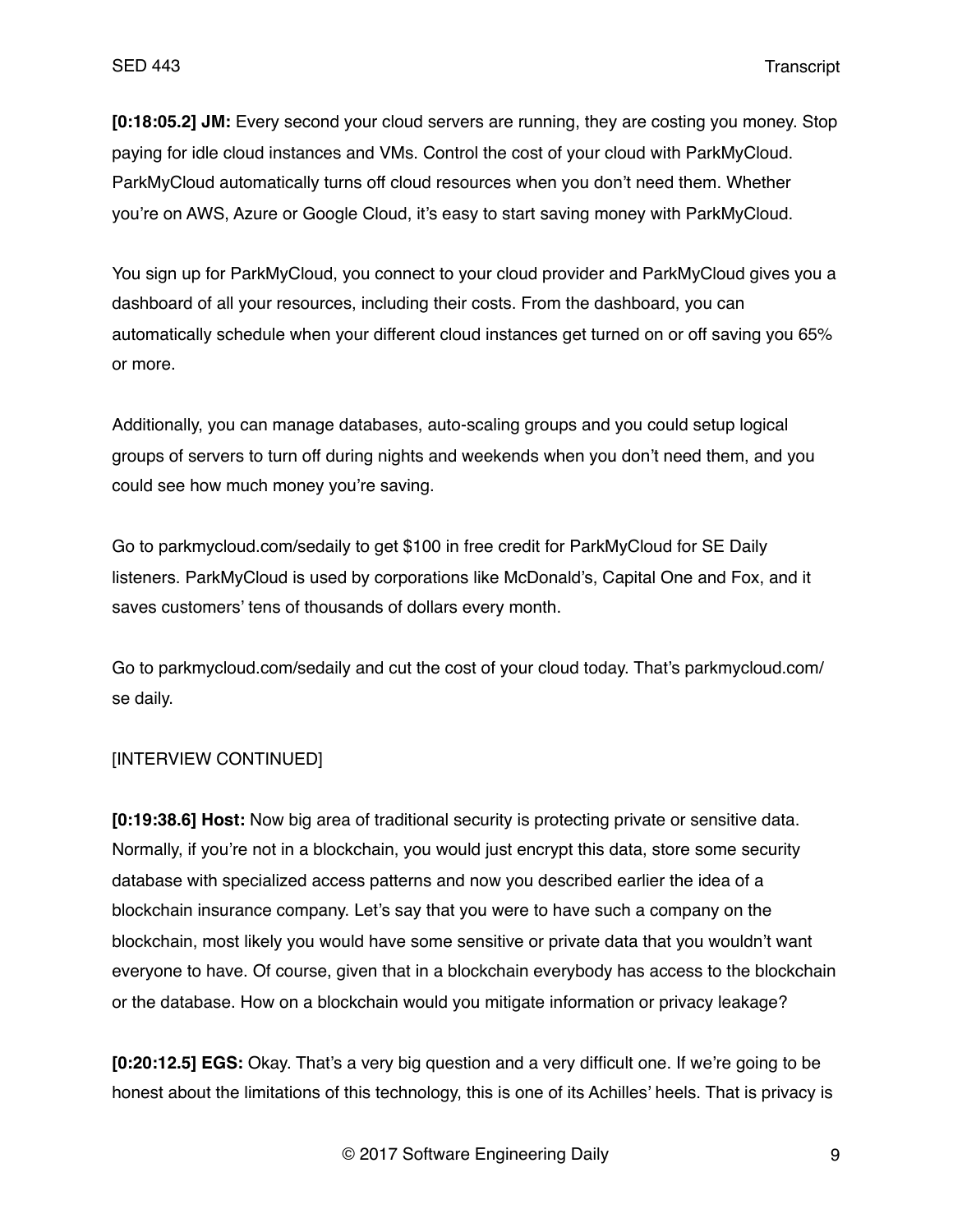**[0:18:05.2] JM:** Every second your cloud servers are running, they are costing you money. Stop paying for idle cloud instances and VMs. Control the cost of your cloud with ParkMyCloud. ParkMyCloud automatically turns off cloud resources when you don't need them. Whether you're on AWS, Azure or Google Cloud, it's easy to start saving money with ParkMyCloud.

You sign up for ParkMyCloud, you connect to your cloud provider and ParkMyCloud gives you a dashboard of all your resources, including their costs. From the dashboard, you can automatically schedule when your different cloud instances get turned on or off saving you 65% or more.

Additionally, you can manage databases, auto-scaling groups and you could setup logical groups of servers to turn off during nights and weekends when you don't need them, and you could see how much money you're saving.

Go to parkmycloud.com/sedaily to get $100 in free credit for ParkMyCloud for SE Daily listeners. ParkMyCloud is used by corporations like McDonald's, Capital One and Fox, and it saves customers' tens of thousands of dollars every month.

Go to parkmycloud.com/sedaily and cut the cost of your cloud today. That's parkmycloud.com/ se daily.

[INTERVIEW CONTINUED]

**[0:19:38.6] Host:** Now big area of traditional security is protecting private or sensitive data. Normally, if you're not in a blockchain, you would just encrypt this data, store some security database with specialized access patterns and now you described earlier the idea of a blockchain insurance company. Let's say that you were to have such a company on the blockchain, most likely you would have some sensitive or private data that you wouldn't want everyone to have. Of course, given that in a blockchain everybody has access to the blockchain or the database. How on a blockchain would you mitigate information or privacy leakage?

**[0:20:12.5] EGS:** Okay. That's a very big question and a very difficult one. If we're going to be honest about the limitations of this technology, this is one of its Achilles' heels. That is privacy is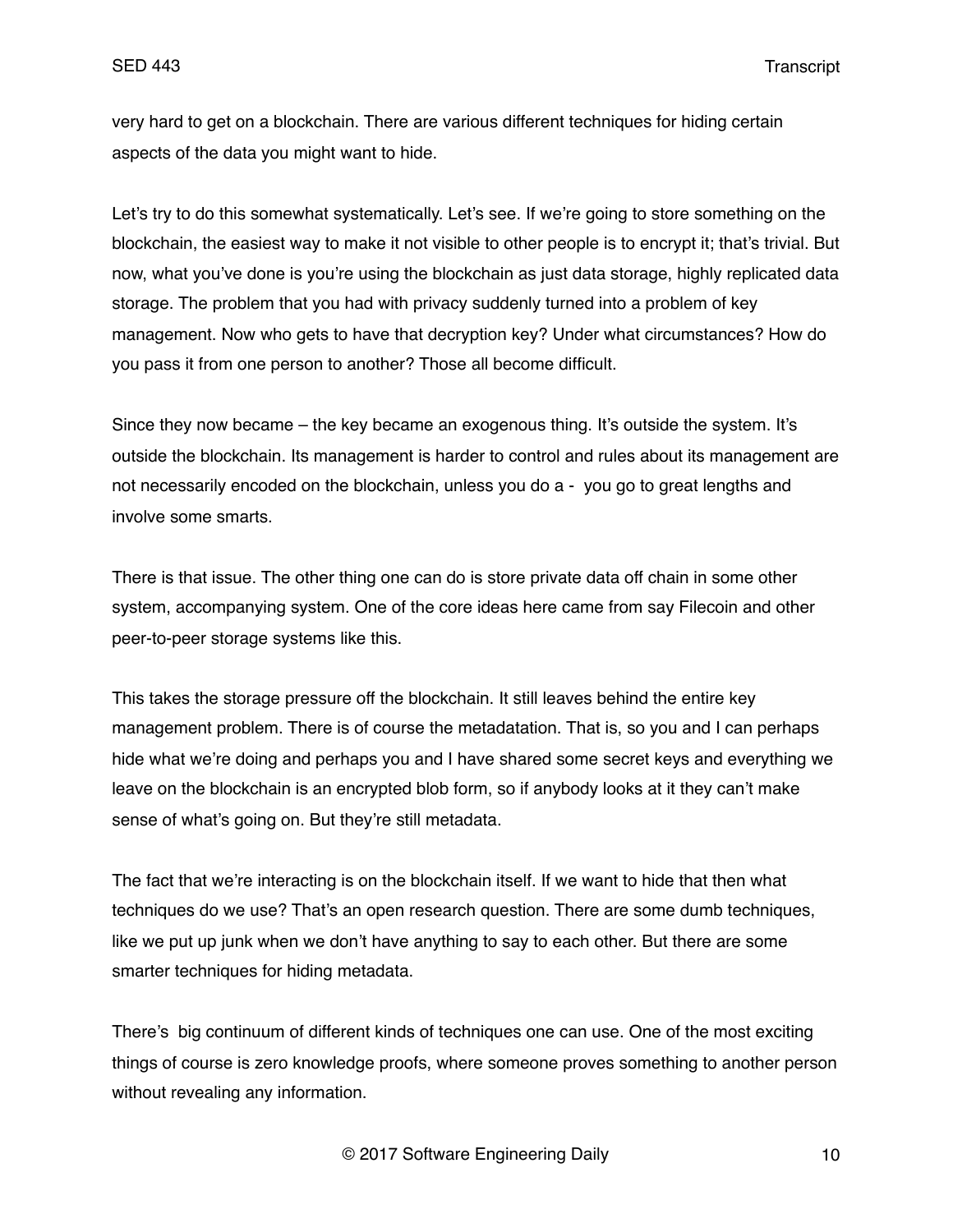very hard to get on a blockchain. There are various different techniques for hiding certain aspects of the data you might want to hide.

Let's try to do this somewhat systematically. Let's see. If we're going to store something on the blockchain, the easiest way to make it not visible to other people is to encrypt it; that's trivial. But now, what you've done is you're using the blockchain as just data storage, highly replicated data storage. The problem that you had with privacy suddenly turned into a problem of key management. Now who gets to have that decryption key? Under what circumstances? How do you pass it from one person to another? Those all become difficult.

Since they now became – the key became an exogenous thing. It's outside the system. It's outside the blockchain. Its management is harder to control and rules about its management are not necessarily encoded on the blockchain, unless you do a - you go to great lengths and involve some smarts.

There is that issue. The other thing one can do is store private data off chain in some other system, accompanying system. One of the core ideas here came from say Filecoin and other peer-to-peer storage systems like this.

This takes the storage pressure off the blockchain. It still leaves behind the entire key management problem. There is of course the metadatation. That is, so you and I can perhaps hide what we're doing and perhaps you and I have shared some secret keys and everything we leave on the blockchain is an encrypted blob form, so if anybody looks at it they can't make sense of what's going on. But they're still metadata.

The fact that we're interacting is on the blockchain itself. If we want to hide that then what techniques do we use? That's an open research question. There are some dumb techniques, like we put up junk when we don't have anything to say to each other. But there are some smarter techniques for hiding metadata.

There's big continuum of different kinds of techniques one can use. One of the most exciting things of course is zero knowledge proofs, where someone proves something to another person without revealing any information.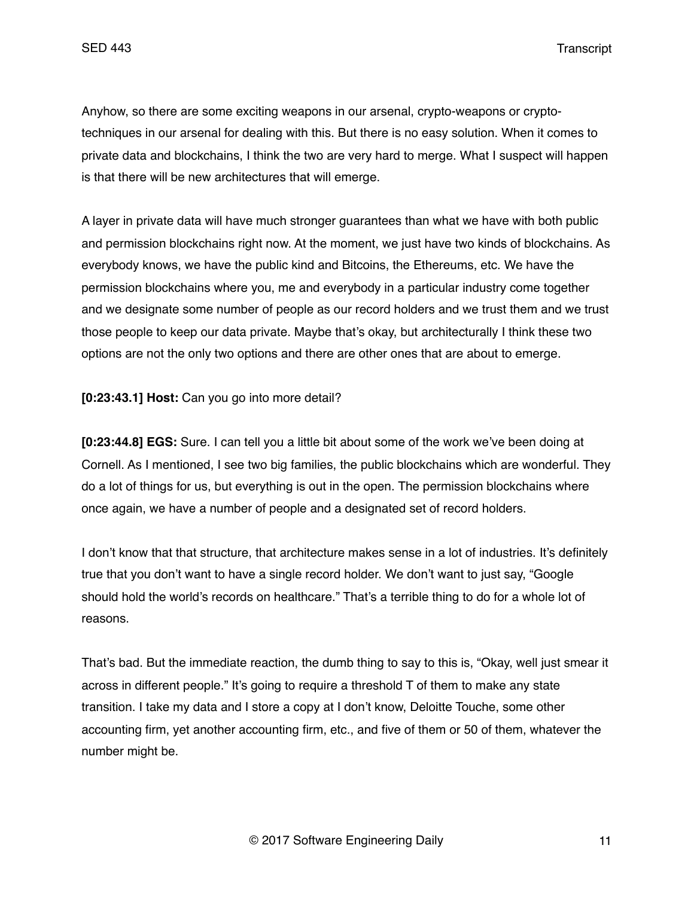Anyhow, so there are some exciting weapons in our arsenal, crypto-weapons or crypto-techniques in our arsenal for dealing with this. But there is no easy solution. When it comes to private data and blockchains, I think the two are very hard to merge. What I suspect will happen is that there will be new architectures that will emerge.

A layer in private data will have much stronger guarantees than what we have with both public and permission blockchains right now. At the moment, we just have two kinds of blockchains. As everybody knows, we have the public kind and Bitcoins, the Ethereums, etc. We have the permission blockchains where you, me and everybody in a particular industry come together and we designate some number of people as our record holders and we trust them and we trust those people to keep our data private. Maybe that's okay, but architecturally I think these two options are not the only two options and there are other ones that are about to emerge.

**[0:23:43.1] Host:** Can you go into more detail?

**[0:23:44.8] EGS:** Sure. I can tell you a little bit about some of the work we've been doing at Cornell. As I mentioned, I see two big families, the public blockchains which are wonderful. They do a lot of things for us, but everything is out in the open. The permission blockchains where once again, we have a number of people and a designated set of record holders.

I don't know that that structure, that architecture makes sense in a lot of industries. It's definitely true that you don't want to have a single record holder. We don't want to just say, "Google should hold the world's records on healthcare." That's a terrible thing to do for a whole lot of reasons.

That's bad. But the immediate reaction, the dumb thing to say to this is, "Okay, well just smear it across in different people." It's going to require a threshold T of them to make any state transition. I take my data and I store a copy at I don't know, Deloitte Touche, some other accounting firm, yet another accounting firm, etc., and five of them or 50 of them, whatever the number might be.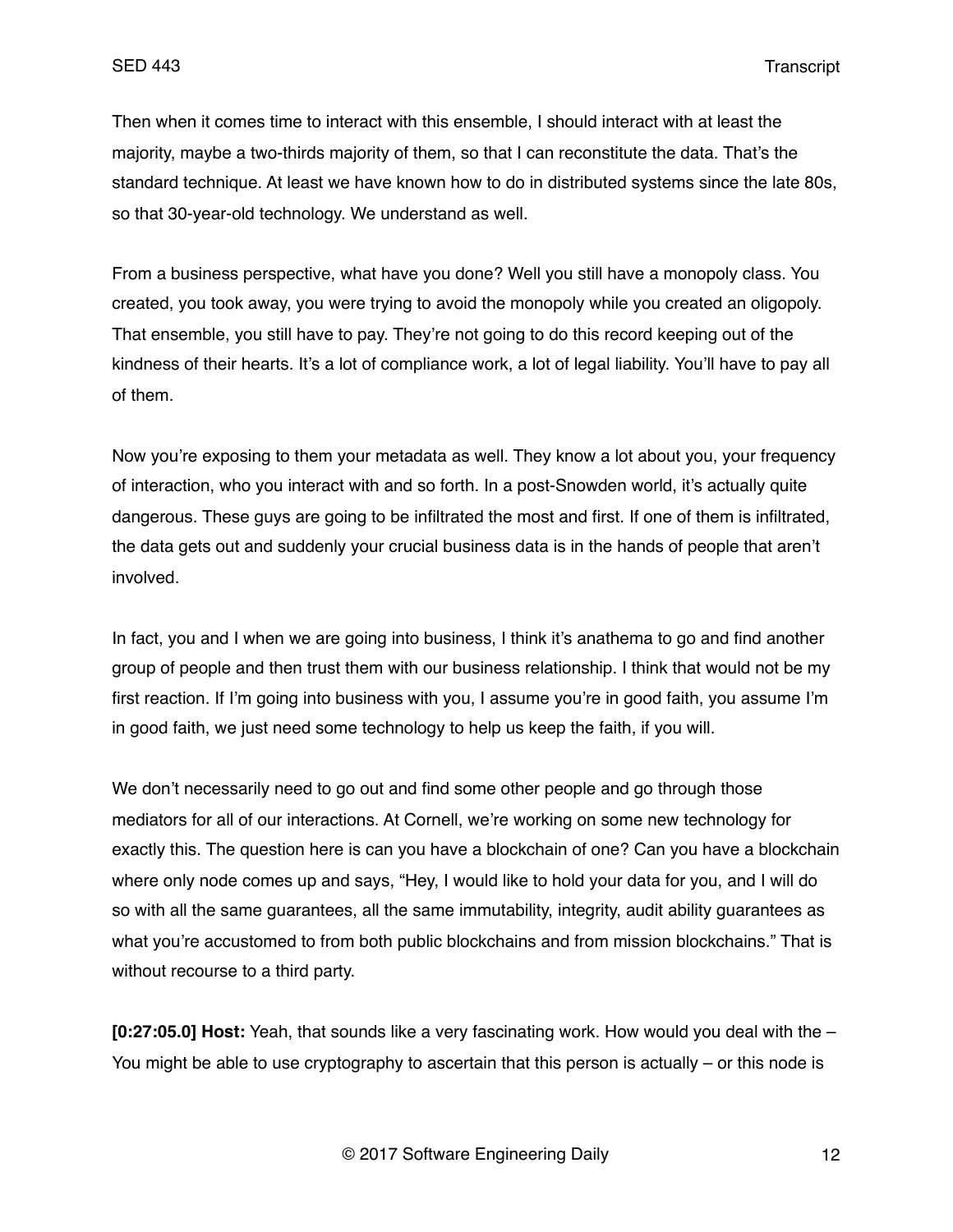Then when it comes time to interact with this ensemble, I should interact with at least the majority, maybe a two-thirds majority of them, so that I can reconstitute the data. That's the standard technique. At least we have known how to do in distributed systems since the late 80s, so that 30-year-old technology. We understand as well.

From a business perspective, what have you done? Well you still have a monopoly class. You created, you took away, you were trying to avoid the monopoly while you created an oligopoly. That ensemble, you still have to pay. They're not going to do this record keeping out of the kindness of their hearts. It's a lot of compliance work, a lot of legal liability. You'll have to pay all of them.

Now you're exposing to them your metadata as well. They know a lot about you, your frequency of interaction, who you interact with and so forth. In a post-Snowden world, it's actually quite dangerous. These guys are going to be infiltrated the most and first. If one of them is infiltrated, the data gets out and suddenly your crucial business data is in the hands of people that aren't involved.

In fact, you and I when we are going into business, I think it's anathema to go and find another group of people and then trust them with our business relationship. I think that would not be my first reaction. If I'm going into business with you, I assume you're in good faith, you assume I'm in good faith, we just need some technology to help us keep the faith, if you will.

We don't necessarily need to go out and find some other people and go through those mediators for all of our interactions. At Cornell, we're working on some new technology for exactly this. The question here is can you have a blockchain of one? Can you have a blockchain where only node comes up and says, "Hey, I would like to hold your data for you, and I will do so with all the same guarantees, all the same immutability, integrity, audit ability guarantees as what you're accustomed to from both public blockchains and from mission blockchains." That is without recourse to a third party.

**[0:27:05.0] Host:** Yeah, that sounds like a very fascinating work. How would you deal with the – You might be able to use cryptography to ascertain that this person is actually – or this node is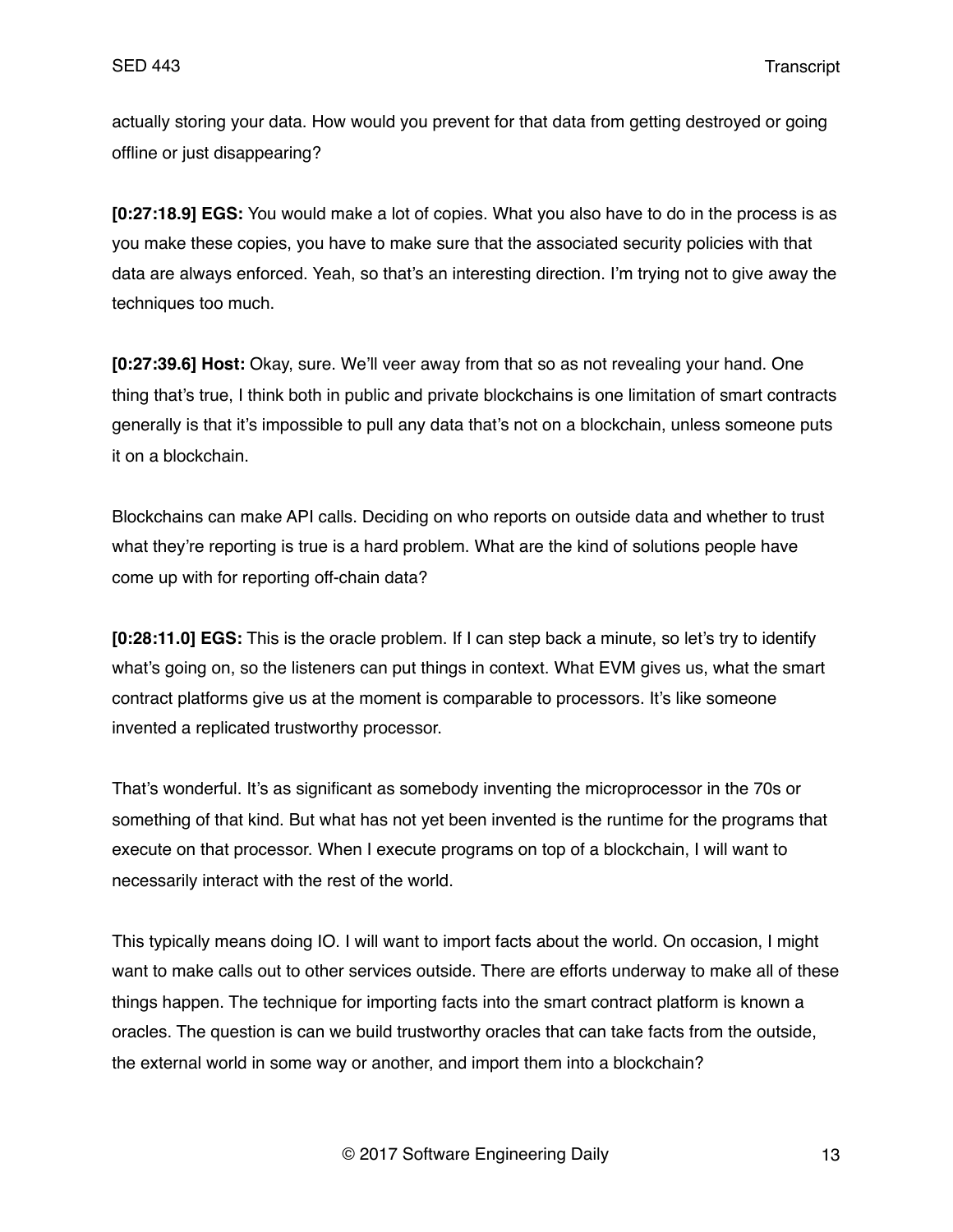actually storing your data. How would you prevent for that data from getting destroyed or going offline or just disappearing?

**[0:27:18.9] EGS:** You would make a lot of copies. What you also have to do in the process is as you make these copies, you have to make sure that the associated security policies with that data are always enforced. Yeah, so that's an interesting direction. I'm trying not to give away the techniques too much.

**[0:27:39.6] Host:** Okay, sure. We'll veer away from that so as not revealing your hand. One thing that's true, I think both in public and private blockchains is one limitation of smart contracts generally is that it's impossible to pull any data that's not on a blockchain, unless someone puts it on a blockchain.

Blockchains can make API calls. Deciding on who reports on outside data and whether to trust what they're reporting is true is a hard problem. What are the kind of solutions people have come up with for reporting off-chain data?

**[0:28:11.0] EGS:** This is the oracle problem. If I can step back a minute, so let's try to identify what's going on, so the listeners can put things in context. What EVM gives us, what the smart contract platforms give us at the moment is comparable to processors. It's like someone invented a replicated trustworthy processor.

That's wonderful. It's as significant as somebody inventing the microprocessor in the 70s or something of that kind. But what has not yet been invented is the runtime for the programs that execute on that processor. When I execute programs on top of a blockchain, I will want to necessarily interact with the rest of the world.

This typically means doing IO. I will want to import facts about the world. On occasion, I might want to make calls out to other services outside. There are efforts underway to make all of these things happen. The technique for importing facts into the smart contract platform is known a oracles. The question is can we build trustworthy oracles that can take facts from the outside, the external world in some way or another, and import them into a blockchain?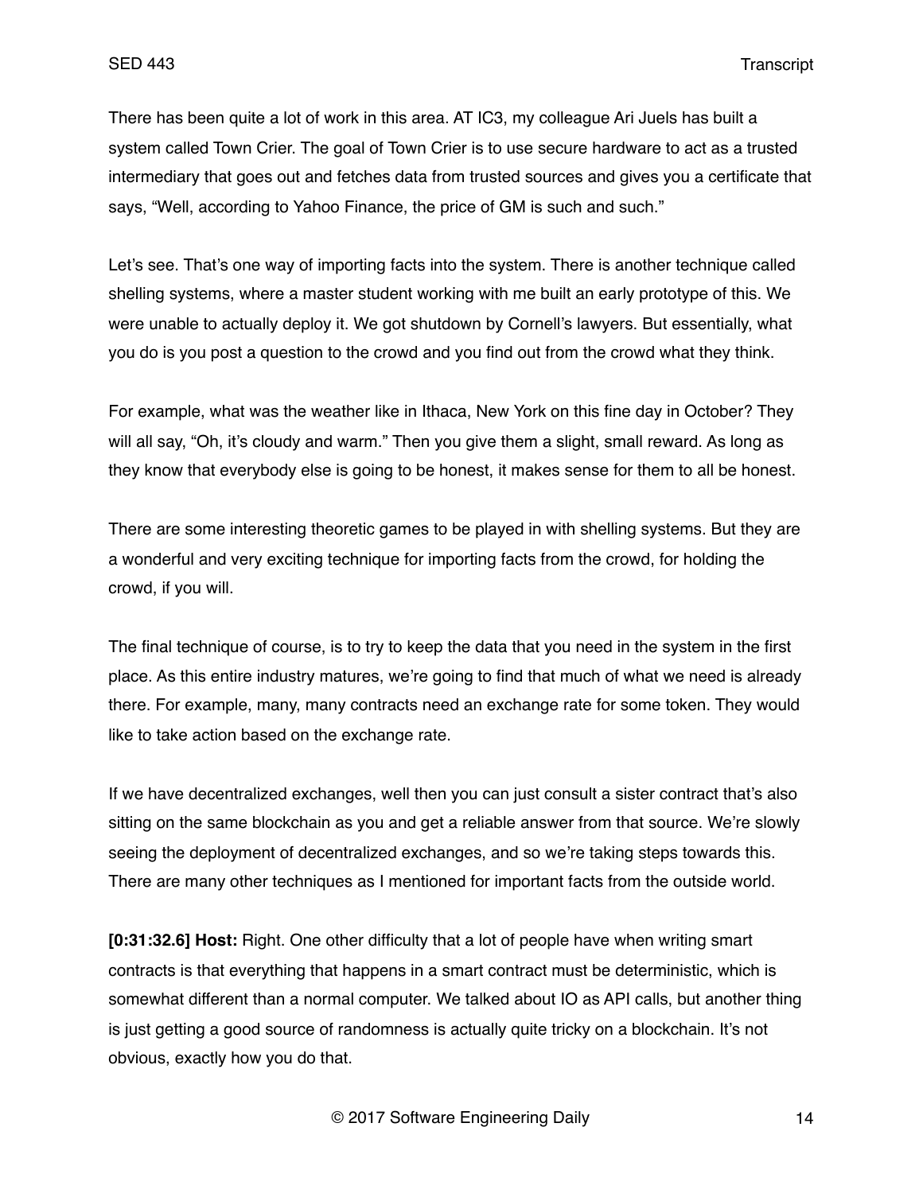There has been quite a lot of work in this area. AT IC3, my colleague Ari Juels has built a system called Town Crier. The goal of Town Crier is to use secure hardware to act as a trusted intermediary that goes out and fetches data from trusted sources and gives you a certificate that says, "Well, according to Yahoo Finance, the price of GM is such and such."

Let's see. That's one way of importing facts into the system. There is another technique called shelling systems, where a master student working with me built an early prototype of this. We were unable to actually deploy it. We got shutdown by Cornell's lawyers. But essentially, what you do is you post a question to the crowd and you find out from the crowd what they think.

For example, what was the weather like in Ithaca, New York on this fine day in October? They will all say, "Oh, it's cloudy and warm." Then you give them a slight, small reward. As long as they know that everybody else is going to be honest, it makes sense for them to all be honest.

There are some interesting theoretic games to be played in with shelling systems. But they are a wonderful and very exciting technique for importing facts from the crowd, for holding the crowd, if you will.

The final technique of course, is to try to keep the data that you need in the system in the first place. As this entire industry matures, we're going to find that much of what we need is already there. For example, many, many contracts need an exchange rate for some token. They would like to take action based on the exchange rate.

If we have decentralized exchanges, well then you can just consult a sister contract that's also sitting on the same blockchain as you and get a reliable answer from that source. We're slowly seeing the deployment of decentralized exchanges, and so we're taking steps towards this. There are many other techniques as I mentioned for important facts from the outside world.

**[0:31:32.6] Host:** Right. One other difficulty that a lot of people have when writing smart contracts is that everything that happens in a smart contract must be deterministic, which is somewhat different than a normal computer. We talked about IO as API calls, but another thing is just getting a good source of randomness is actually quite tricky on a blockchain. It's not obvious, exactly how you do that.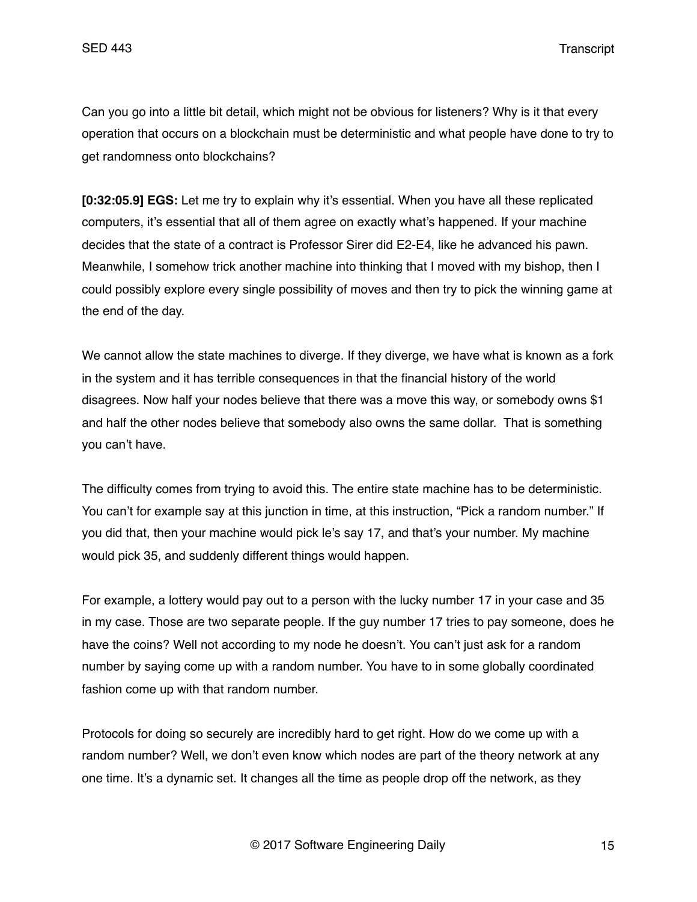Can you go into a little bit detail, which might not be obvious for listeners? Why is it that every operation that occurs on a blockchain must be deterministic and what people have done to try to get randomness onto blockchains?

**[0:32:05.9] EGS:** Let me try to explain why it's essential. When you have all these replicated computers, it's essential that all of them agree on exactly what's happened. If your machine decides that the state of a contract is Professor Sirer did E2-E4, like he advanced his pawn. Meanwhile, I somehow trick another machine into thinking that I moved with my bishop, then I could possibly explore every single possibility of moves and then try to pick the winning game at the end of the day.

We cannot allow the state machines to diverge. If they diverge, we have what is known as a fork in the system and it has terrible consequences in that the financial history of the world disagrees. Now half your nodes believe that there was a move this way, or somebody owns $1 and half the other nodes believe that somebody also owns the same dollar.  That is something you can't have.

The difficulty comes from trying to avoid this. The entire state machine has to be deterministic. You can't for example say at this junction in time, at this instruction, "Pick a random number." If you did that, then your machine would pick le's say 17, and that's your number. My machine would pick 35, and suddenly different things would happen.

For example, a lottery would pay out to a person with the lucky number 17 in your case and 35 in my case. Those are two separate people. If the guy number 17 tries to pay someone, does he have the coins? Well not according to my node he doesn't. You can't just ask for a random number by saying come up with a random number. You have to in some globally coordinated fashion come up with that random number.

Protocols for doing so securely are incredibly hard to get right. How do we come up with a random number? Well, we don't even know which nodes are part of the theory network at any one time. It's a dynamic set. It changes all the time as people drop off the network, as they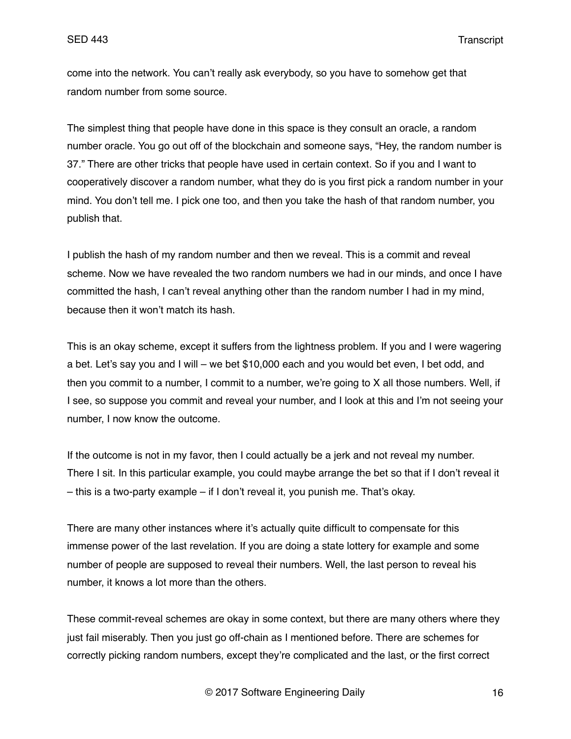come into the network. You can't really ask everybody, so you have to somehow get that random number from some source.

The simplest thing that people have done in this space is they consult an oracle, a random number oracle. You go out off of the blockchain and someone says, "Hey, the random number is 37." There are other tricks that people have used in certain context. So if you and I want to cooperatively discover a random number, what they do is you first pick a random number in your mind. You don't tell me. I pick one too, and then you take the hash of that random number, you publish that.

I publish the hash of my random number and then we reveal. This is a commit and reveal scheme. Now we have revealed the two random numbers we had in our minds, and once I have committed the hash, I can't reveal anything other than the random number I had in my mind, because then it won't match its hash.

This is an okay scheme, except it suffers from the lightness problem. If you and I were wagering a bet. Let's say you and I will – we bet $10,000 each and you would bet even, I bet odd, and then you commit to a number, I commit to a number, we're going to X all those numbers. Well, if I see, so suppose you commit and reveal your number, and I look at this and I'm not seeing your number, I now know the outcome.

If the outcome is not in my favor, then I could actually be a jerk and not reveal my number. There I sit. In this particular example, you could maybe arrange the bet so that if I don't reveal it – this is a two-party example – if I don't reveal it, you punish me. That's okay.

There are many other instances where it's actually quite difficult to compensate for this immense power of the last revelation. If you are doing a state lottery for example and some number of people are supposed to reveal their numbers. Well, the last person to reveal his number, it knows a lot more than the others.

These commit-reveal schemes are okay in some context, but there are many others where they just fail miserably. Then you just go off-chain as I mentioned before. There are schemes for correctly picking random numbers, except they're complicated and the last, or the first correct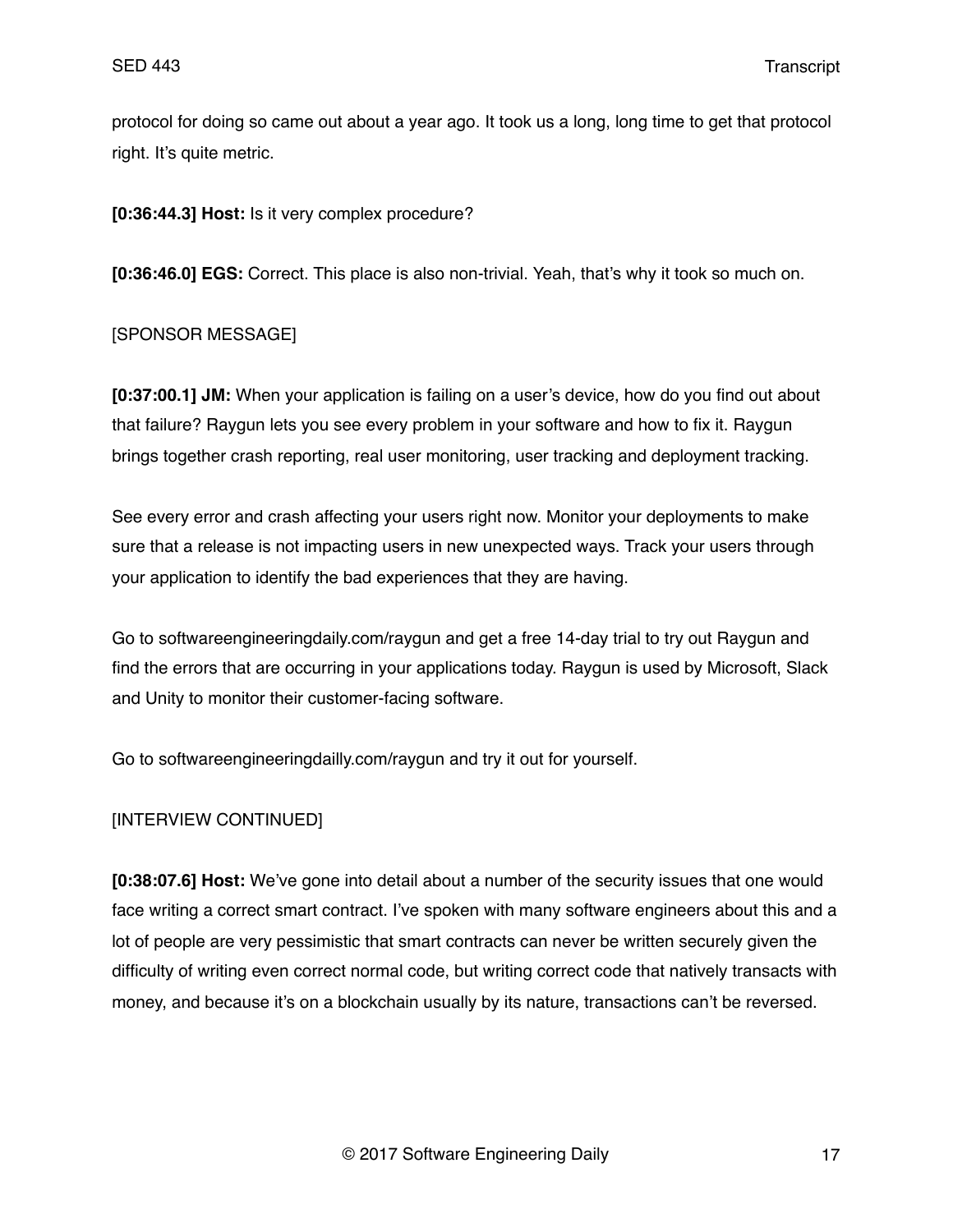protocol for doing so came out about a year ago. It took us a long, long time to get that protocol right. It's quite metric.

**[0:36:44.3] Host:** Is it very complex procedure?

**[0:36:46.0] EGS:** Correct. This place is also non-trivial. Yeah, that's why it took so much on.

[SPONSOR MESSAGE]

**[0:37:00.1] JM:** When your application is failing on a user's device, how do you find out about that failure? Raygun lets you see every problem in your software and how to fix it. Raygun brings together crash reporting, real user monitoring, user tracking and deployment tracking.

See every error and crash affecting your users right now. Monitor your deployments to make sure that a release is not impacting users in new unexpected ways. Track your users through your application to identify the bad experiences that they are having.

Go to softwareengineeringdaily.com/raygun and get a free 14-day trial to try out Raygun and find the errors that are occurring in your applications today. Raygun is used by Microsoft, Slack and Unity to monitor their customer-facing software.

Go to softwareengineeringdailly.com/raygun and try it out for yourself.

[INTERVIEW CONTINUED]

**[0:38:07.6] Host:** We've gone into detail about a number of the security issues that one would face writing a correct smart contract. I've spoken with many software engineers about this and a lot of people are very pessimistic that smart contracts can never be written securely given the difficulty of writing even correct normal code, but writing correct code that natively transacts with money, and because it's on a blockchain usually by its nature, transactions can't be reversed.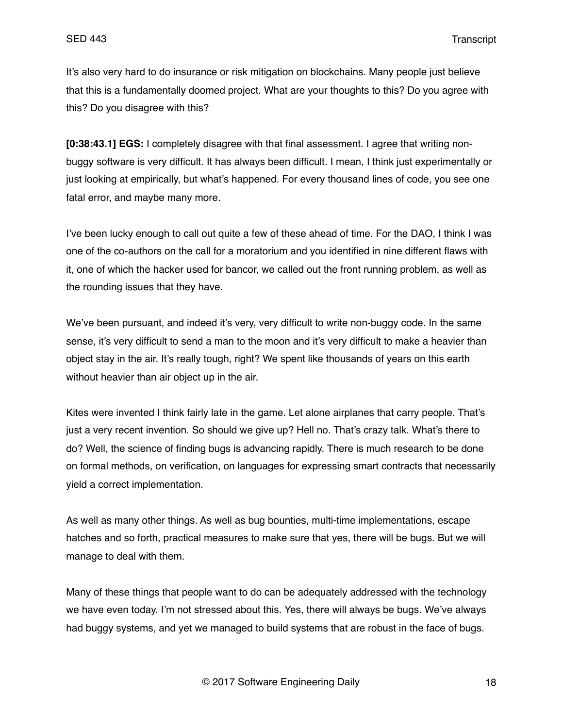It's also very hard to do insurance or risk mitigation on blockchains. Many people just believe that this is a fundamentally doomed project. What are your thoughts to this? Do you agree with this? Do you disagree with this?

**[0:38:43.1] EGS:** I completely disagree with that final assessment. I agree that writing non-buggy software is very difficult. It has always been difficult. I mean, I think just experimentally or just looking at empirically, but what's happened. For every thousand lines of code, you see one fatal error, and maybe many more.

I've been lucky enough to call out quite a few of these ahead of time. For the DAO, I think I was one of the co-authors on the call for a moratorium and you identified in nine different flaws with it, one of which the hacker used for bancor, we called out the front running problem, as well as the rounding issues that they have.

We've been pursuant, and indeed it's very, very difficult to write non-buggy code. In the same sense, it's very difficult to send a man to the moon and it's very difficult to make a heavier than object stay in the air. It's really tough, right? We spent like thousands of years on this earth without heavier than air object up in the air.

Kites were invented I think fairly late in the game. Let alone airplanes that carry people. That's just a very recent invention. So should we give up? Hell no. That's crazy talk. What's there to do? Well, the science of finding bugs is advancing rapidly. There is much research to be done on formal methods, on verification, on languages for expressing smart contracts that necessarily yield a correct implementation.

As well as many other things. As well as bug bounties, multi-time implementations, escape hatches and so forth, practical measures to make sure that yes, there will be bugs. But we will manage to deal with them.

Many of these things that people want to do can be adequately addressed with the technology we have even today. I'm not stressed about this. Yes, there will always be bugs. We've always had buggy systems, and yet we managed to build systems that are robust in the face of bugs.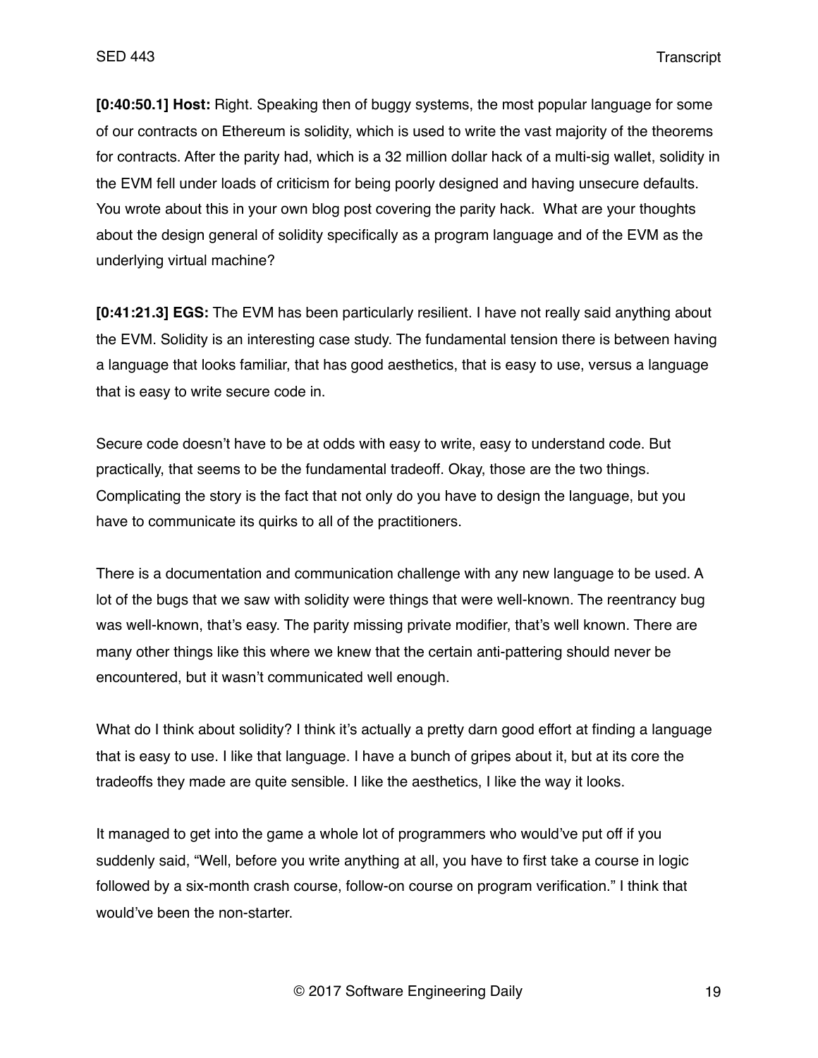**[0:40:50.1] Host:** Right. Speaking then of buggy systems, the most popular language for some of our contracts on Ethereum is solidity, which is used to write the vast majority of the theorems for contracts. After the parity had, which is a 32 million dollar hack of a multi-sig wallet, solidity in the EVM fell under loads of criticism for being poorly designed and having unsecure defaults. You wrote about this in your own blog post covering the parity hack. What are your thoughts about the design general of solidity specifically as a program language and of the EVM as the underlying virtual machine?

**[0:41:21.3] EGS:** The EVM has been particularly resilient. I have not really said anything about the EVM. Solidity is an interesting case study. The fundamental tension there is between having a language that looks familiar, that has good aesthetics, that is easy to use, versus a language that is easy to write secure code in.

Secure code doesn't have to be at odds with easy to write, easy to understand code. But practically, that seems to be the fundamental tradeoff. Okay, those are the two things. Complicating the story is the fact that not only do you have to design the language, but you have to communicate its quirks to all of the practitioners.

There is a documentation and communication challenge with any new language to be used. A lot of the bugs that we saw with solidity were things that were well-known. The reentrancy bug was well-known, that's easy. The parity missing private modifier, that's well known. There are many other things like this where we knew that the certain anti-pattering should never be encountered, but it wasn't communicated well enough.

What do I think about solidity? I think it's actually a pretty darn good effort at finding a language that is easy to use. I like that language. I have a bunch of gripes about it, but at its core the tradeoffs they made are quite sensible. I like the aesthetics, I like the way it looks.

It managed to get into the game a whole lot of programmers who would've put off if you suddenly said, "Well, before you write anything at all, you have to first take a course in logic followed by a six-month crash course, follow-on course on program verification." I think that would've been the non-starter.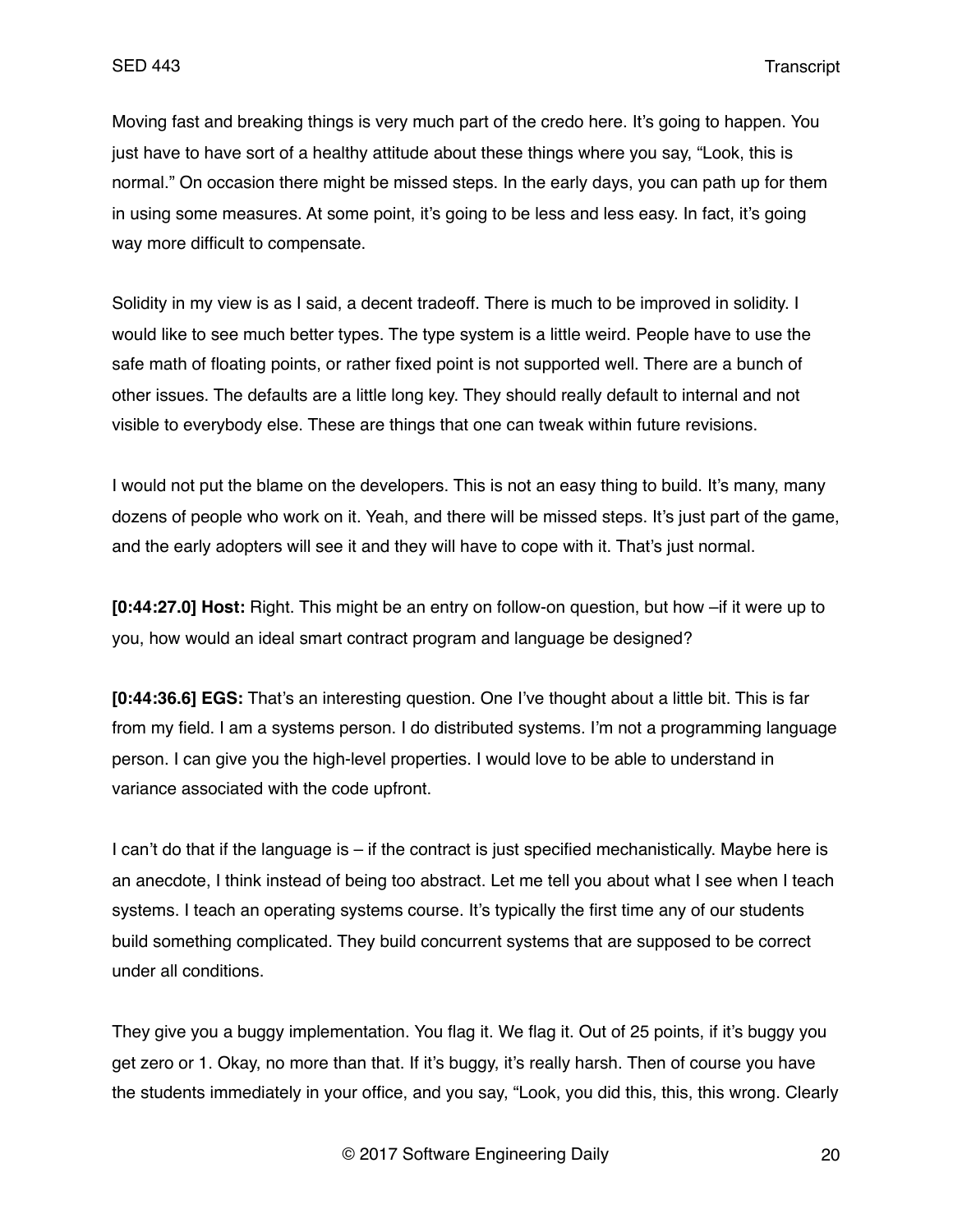Moving fast and breaking things is very much part of the credo here. It's going to happen. You just have to have sort of a healthy attitude about these things where you say, "Look, this is normal." On occasion there might be missed steps. In the early days, you can path up for them in using some measures. At some point, it's going to be less and less easy. In fact, it's going way more difficult to compensate.

Solidity in my view is as I said, a decent tradeoff. There is much to be improved in solidity. I would like to see much better types. The type system is a little weird. People have to use the safe math of floating points, or rather fixed point is not supported well. There are a bunch of other issues. The defaults are a little long key. They should really default to internal and not visible to everybody else. These are things that one can tweak within future revisions.

I would not put the blame on the developers. This is not an easy thing to build. It's many, many dozens of people who work on it. Yeah, and there will be missed steps. It's just part of the game, and the early adopters will see it and they will have to cope with it. That's just normal.

**[0:44:27.0] Host:** Right. This might be an entry on follow-on question, but how –if it were up to you, how would an ideal smart contract program and language be designed?

**[0:44:36.6] EGS:** That's an interesting question. One I've thought about a little bit. This is far from my field. I am a systems person. I do distributed systems. I'm not a programming language person. I can give you the high-level properties. I would love to be able to understand in variance associated with the code upfront.

I can't do that if the language is – if the contract is just specified mechanistically. Maybe here is an anecdote, I think instead of being too abstract. Let me tell you about what I see when I teach systems. I teach an operating systems course. It's typically the first time any of our students build something complicated. They build concurrent systems that are supposed to be correct under all conditions.

They give you a buggy implementation. You flag it. We flag it. Out of 25 points, if it's buggy you get zero or 1. Okay, no more than that. If it's buggy, it's really harsh. Then of course you have the students immediately in your office, and you say, "Look, you did this, this, this wrong. Clearly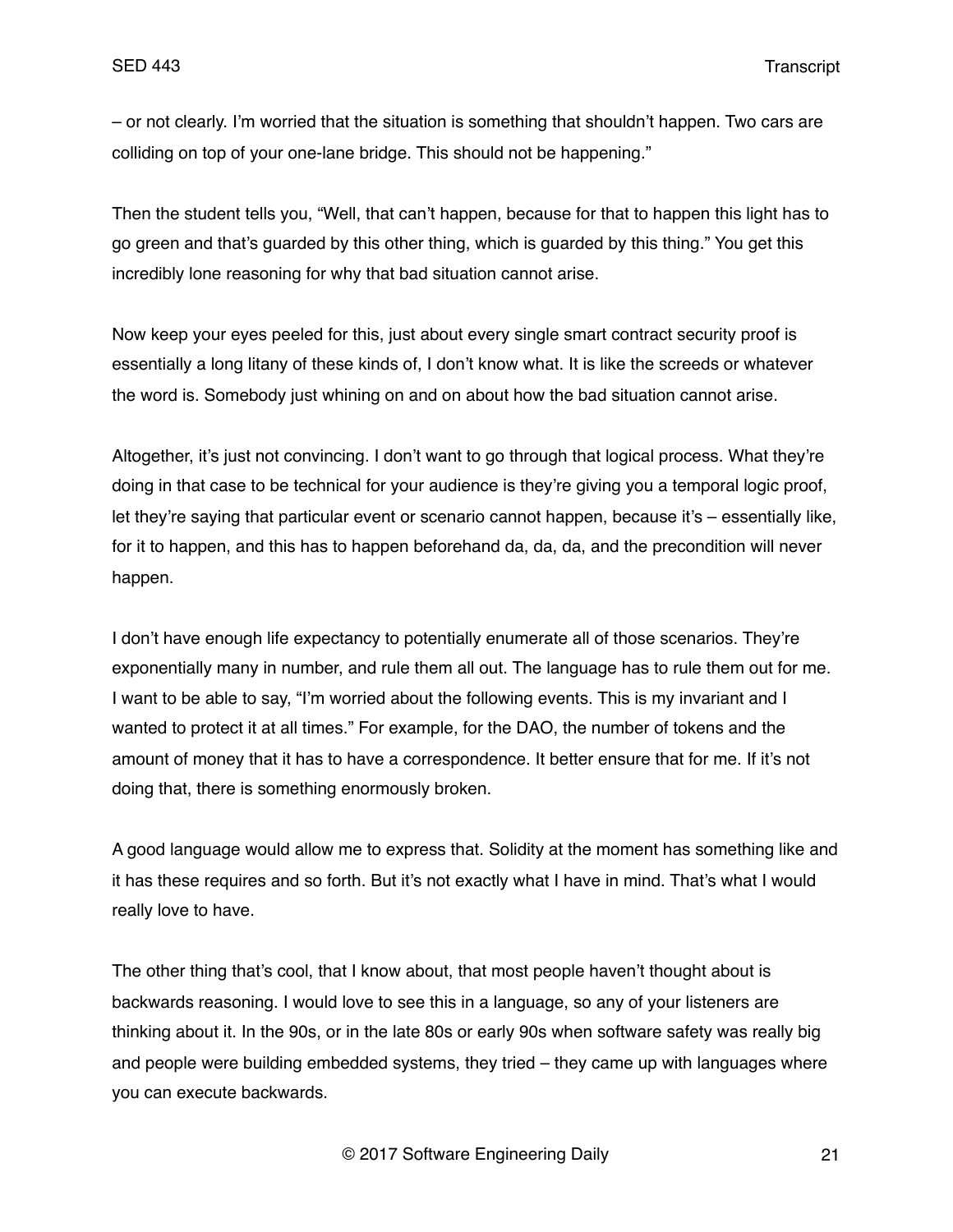– or not clearly. I'm worried that the situation is something that shouldn't happen. Two cars are colliding on top of your one-lane bridge. This should not be happening."

Then the student tells you, "Well, that can't happen, because for that to happen this light has to go green and that's guarded by this other thing, which is guarded by this thing." You get this incredibly lone reasoning for why that bad situation cannot arise.

Now keep your eyes peeled for this, just about every single smart contract security proof is essentially a long litany of these kinds of, I don't know what. It is like the screeds or whatever the word is. Somebody just whining on and on about how the bad situation cannot arise.

Altogether, it's just not convincing. I don't want to go through that logical process. What they're doing in that case to be technical for your audience is they're giving you a temporal logic proof, let they're saying that particular event or scenario cannot happen, because it's – essentially like, for it to happen, and this has to happen beforehand da, da, da, and the precondition will never happen.

I don't have enough life expectancy to potentially enumerate all of those scenarios. They're exponentially many in number, and rule them all out. The language has to rule them out for me. I want to be able to say, "I'm worried about the following events. This is my invariant and I wanted to protect it at all times." For example, for the DAO, the number of tokens and the amount of money that it has to have a correspondence. It better ensure that for me. If it's not doing that, there is something enormously broken.

A good language would allow me to express that. Solidity at the moment has something like and it has these requires and so forth. But it's not exactly what I have in mind. That's what I would really love to have.

The other thing that's cool, that I know about, that most people haven't thought about is backwards reasoning. I would love to see this in a language, so any of your listeners are thinking about it. In the 90s, or in the late 80s or early 90s when software safety was really big and people were building embedded systems, they tried – they came up with languages where you can execute backwards.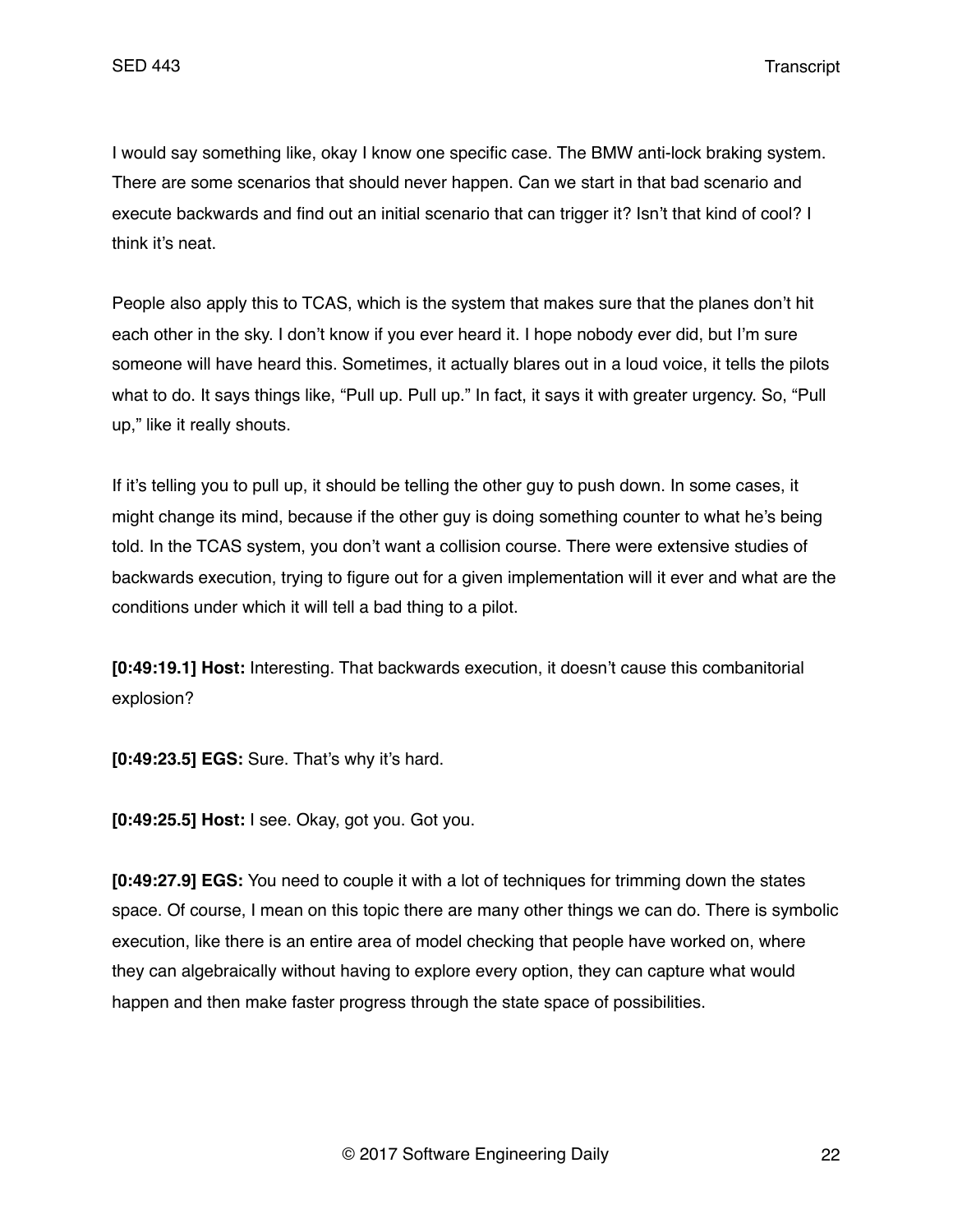I would say something like, okay I know one specific case. The BMW anti-lock braking system. There are some scenarios that should never happen. Can we start in that bad scenario and execute backwards and find out an initial scenario that can trigger it? Isn't that kind of cool? I think it's neat.

People also apply this to TCAS, which is the system that makes sure that the planes don't hit each other in the sky. I don't know if you ever heard it. I hope nobody ever did, but I'm sure someone will have heard this. Sometimes, it actually blares out in a loud voice, it tells the pilots what to do. It says things like, "Pull up. Pull up." In fact, it says it with greater urgency. So, "Pull up," like it really shouts.

If it's telling you to pull up, it should be telling the other guy to push down. In some cases, it might change its mind, because if the other guy is doing something counter to what he's being told. In the TCAS system, you don't want a collision course. There were extensive studies of backwards execution, trying to figure out for a given implementation will it ever and what are the conditions under which it will tell a bad thing to a pilot.

**[0:49:19.1] Host:** Interesting. That backwards execution, it doesn't cause this combanitorial explosion?

**[0:49:23.5] EGS:** Sure. That's why it's hard.

**[0:49:25.5] Host:** I see. Okay, got you. Got you.

**[0:49:27.9] EGS:** You need to couple it with a lot of techniques for trimming down the states space. Of course, I mean on this topic there are many other things we can do. There is symbolic execution, like there is an entire area of model checking that people have worked on, where they can algebraically without having to explore every option, they can capture what would happen and then make faster progress through the state space of possibilities.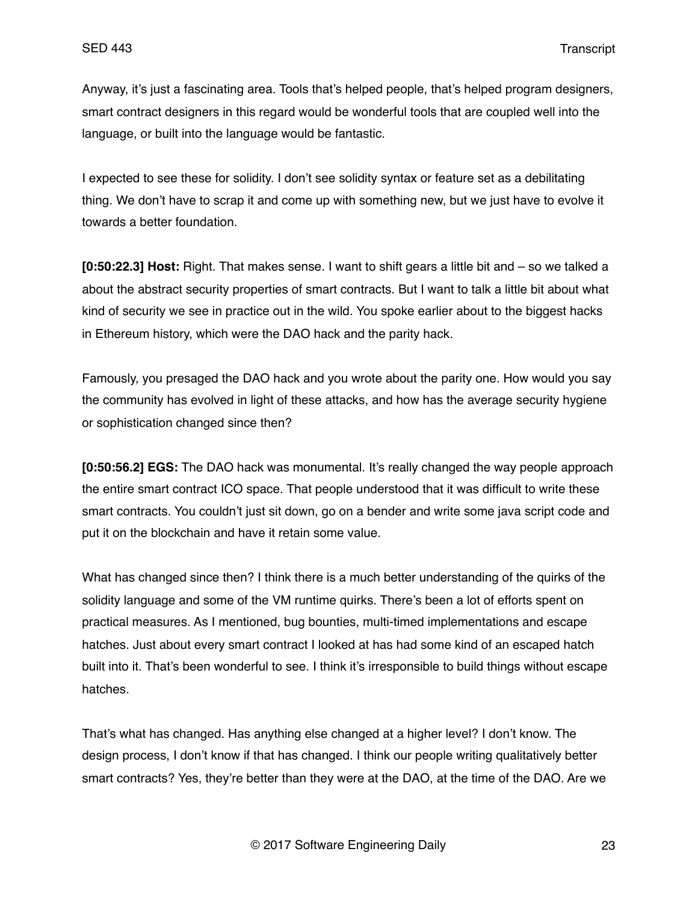Anyway, it's just a fascinating area. Tools that's helped people, that's helped program designers, smart contract designers in this regard would be wonderful tools that are coupled well into the language, or built into the language would be fantastic.

I expected to see these for solidity. I don't see solidity syntax or feature set as a debilitating thing. We don't have to scrap it and come up with something new, but we just have to evolve it towards a better foundation.

**[0:50:22.3] Host:** Right. That makes sense. I want to shift gears a little bit and – so we talked a about the abstract security properties of smart contracts. But I want to talk a little bit about what kind of security we see in practice out in the wild. You spoke earlier about to the biggest hacks in Ethereum history, which were the DAO hack and the parity hack.

Famously, you presaged the DAO hack and you wrote about the parity one. How would you say the community has evolved in light of these attacks, and how has the average security hygiene or sophistication changed since then?

**[0:50:56.2] EGS:** The DAO hack was monumental. It's really changed the way people approach the entire smart contract ICO space. That people understood that it was difficult to write these smart contracts. You couldn't just sit down, go on a bender and write some java script code and put it on the blockchain and have it retain some value.

What has changed since then? I think there is a much better understanding of the quirks of the solidity language and some of the VM runtime quirks. There's been a lot of efforts spent on practical measures. As I mentioned, bug bounties, multi-timed implementations and escape hatches. Just about every smart contract I looked at has had some kind of an escaped hatch built into it. That's been wonderful to see. I think it's irresponsible to build things without escape hatches.

That's what has changed. Has anything else changed at a higher level? I don't know. The design process, I don't know if that has changed. I think our people writing qualitatively better smart contracts? Yes, they're better than they were at the DAO, at the time of the DAO. Are we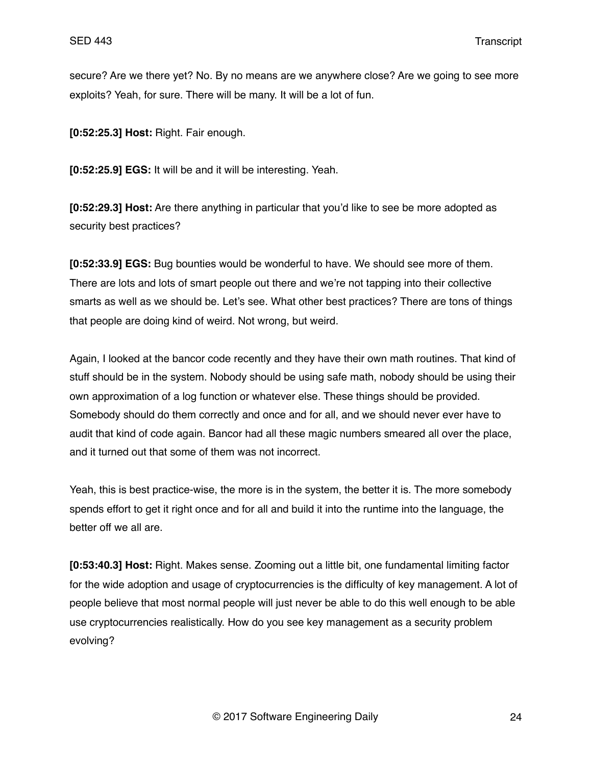secure? Are we there yet? No. By no means are we anywhere close? Are we going to see more exploits? Yeah, for sure. There will be many. It will be a lot of fun.

**[0:52:25.3] Host:** Right. Fair enough.

**[0:52:25.9] EGS:** It will be and it will be interesting. Yeah.

**[0:52:29.3] Host:** Are there anything in particular that you'd like to see be more adopted as security best practices?

**[0:52:33.9] EGS:** Bug bounties would be wonderful to have. We should see more of them. There are lots and lots of smart people out there and we're not tapping into their collective smarts as well as we should be. Let's see. What other best practices? There are tons of things that people are doing kind of weird. Not wrong, but weird.

Again, I looked at the bancor code recently and they have their own math routines. That kind of stuff should be in the system. Nobody should be using safe math, nobody should be using their own approximation of a log function or whatever else. These things should be provided. Somebody should do them correctly and once and for all, and we should never ever have to audit that kind of code again. Bancor had all these magic numbers smeared all over the place, and it turned out that some of them was not incorrect.

Yeah, this is best practice-wise, the more is in the system, the better it is. The more somebody spends effort to get it right once and for all and build it into the runtime into the language, the better off we all are.

**[0:53:40.3] Host:** Right. Makes sense. Zooming out a little bit, one fundamental limiting factor for the wide adoption and usage of cryptocurrencies is the difficulty of key management. A lot of people believe that most normal people will just never be able to do this well enough to be able use cryptocurrencies realistically. How do you see key management as a security problem evolving?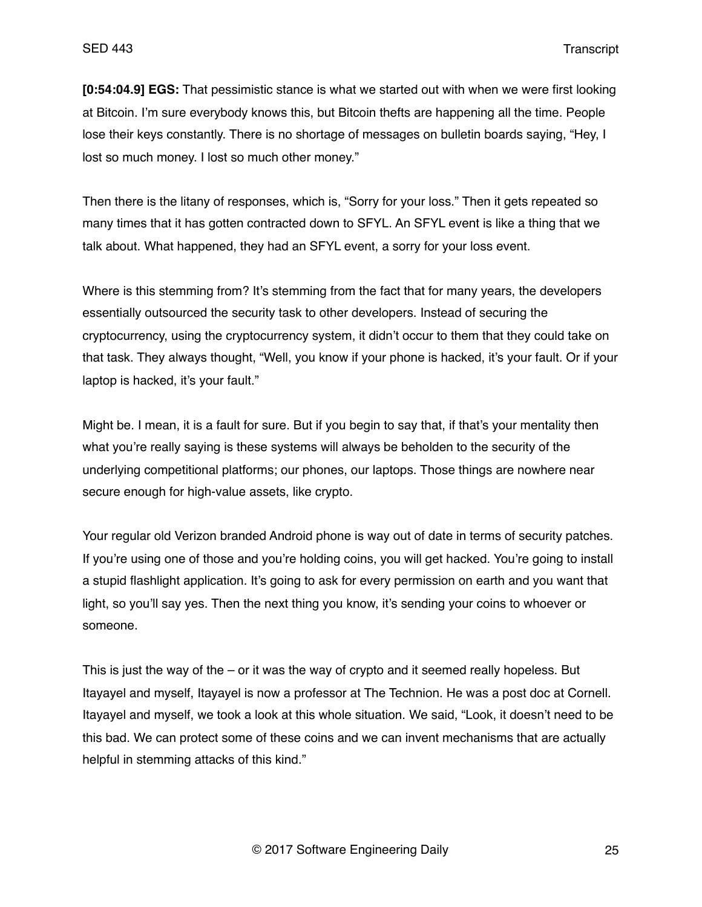**[0:54:04.9] EGS:** That pessimistic stance is what we started out with when we were first looking at Bitcoin. I'm sure everybody knows this, but Bitcoin thefts are happening all the time. People lose their keys constantly. There is no shortage of messages on bulletin boards saying, "Hey, I lost so much money. I lost so much other money."

Then there is the litany of responses, which is, "Sorry for your loss." Then it gets repeated so many times that it has gotten contracted down to SFYL. An SFYL event is like a thing that we talk about. What happened, they had an SFYL event, a sorry for your loss event.

Where is this stemming from? It's stemming from the fact that for many years, the developers essentially outsourced the security task to other developers. Instead of securing the cryptocurrency, using the cryptocurrency system, it didn't occur to them that they could take on that task. They always thought, "Well, you know if your phone is hacked, it's your fault. Or if your laptop is hacked, it's your fault."

Might be. I mean, it is a fault for sure. But if you begin to say that, if that's your mentality then what you're really saying is these systems will always be beholden to the security of the underlying competitional platforms; our phones, our laptops. Those things are nowhere near secure enough for high-value assets, like crypto.

Your regular old Verizon branded Android phone is way out of date in terms of security patches. If you're using one of those and you're holding coins, you will get hacked. You're going to install a stupid flashlight application. It's going to ask for every permission on earth and you want that light, so you'll say yes. Then the next thing you know, it's sending your coins to whoever or someone.

This is just the way of the – or it was the way of crypto and it seemed really hopeless. But Itayayel and myself, Itayayel is now a professor at The Technion. He was a post doc at Cornell. Itayayel and myself, we took a look at this whole situation. We said, "Look, it doesn't need to be this bad. We can protect some of these coins and we can invent mechanisms that are actually helpful in stemming attacks of this kind."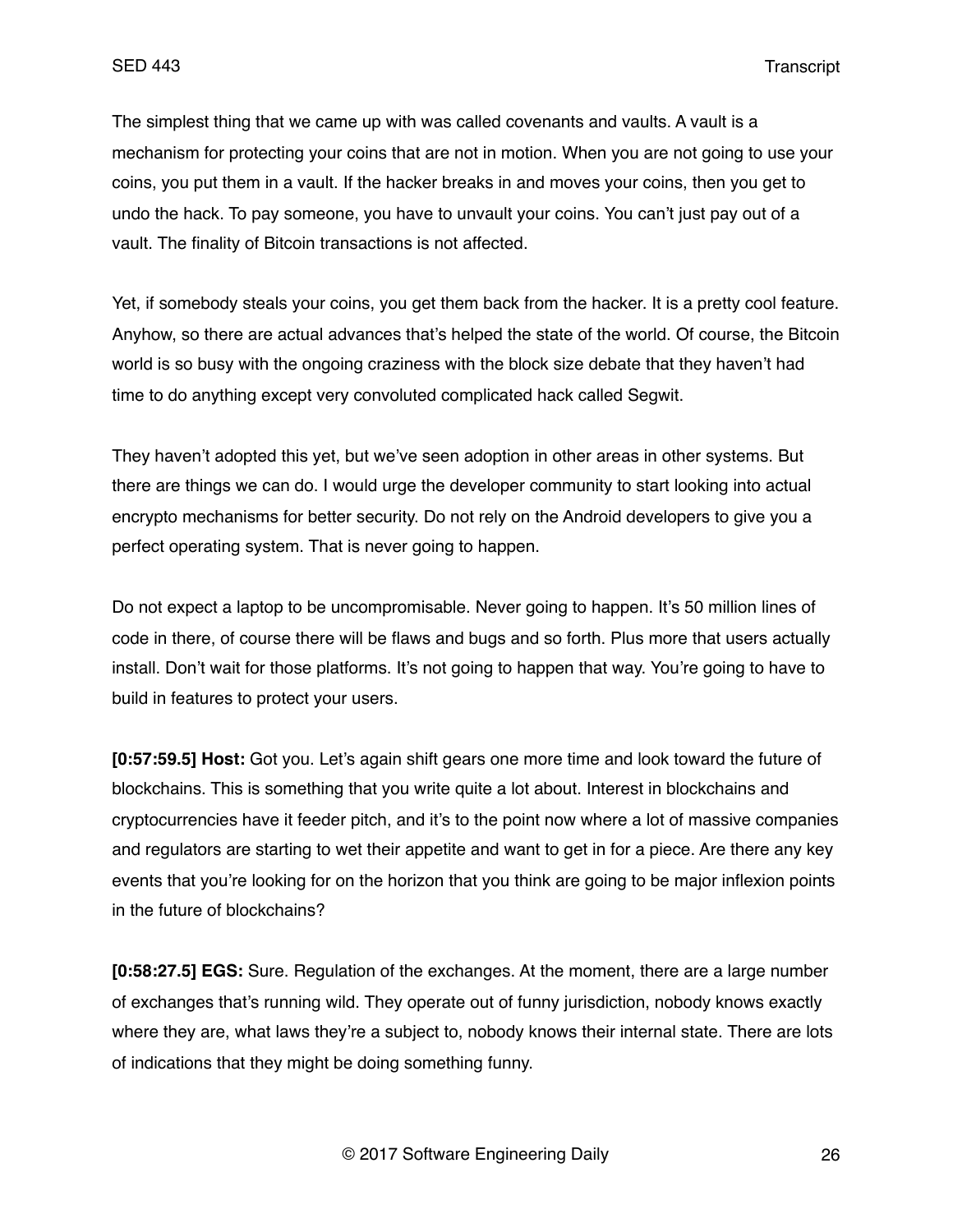The simplest thing that we came up with was called covenants and vaults. A vault is a mechanism for protecting your coins that are not in motion. When you are not going to use your coins, you put them in a vault. If the hacker breaks in and moves your coins, then you get to undo the hack. To pay someone, you have to unvault your coins. You can't just pay out of a vault. The finality of Bitcoin transactions is not affected.

Yet, if somebody steals your coins, you get them back from the hacker. It is a pretty cool feature. Anyhow, so there are actual advances that's helped the state of the world. Of course, the Bitcoin world is so busy with the ongoing craziness with the block size debate that they haven't had time to do anything except very convoluted complicated hack called Segwit.

They haven't adopted this yet, but we've seen adoption in other areas in other systems. But there are things we can do. I would urge the developer community to start looking into actual encrypto mechanisms for better security. Do not rely on the Android developers to give you a perfect operating system. That is never going to happen.

Do not expect a laptop to be uncompromisable. Never going to happen. It's 50 million lines of code in there, of course there will be flaws and bugs and so forth. Plus more that users actually install. Don't wait for those platforms. It's not going to happen that way. You're going to have to build in features to protect your users.

**[0:57:59.5] Host:** Got you. Let's again shift gears one more time and look toward the future of blockchains. This is something that you write quite a lot about. Interest in blockchains and cryptocurrencies have it feeder pitch, and it's to the point now where a lot of massive companies and regulators are starting to wet their appetite and want to get in for a piece. Are there any key events that you're looking for on the horizon that you think are going to be major inflexion points in the future of blockchains?

**[0:58:27.5] EGS:** Sure. Regulation of the exchanges. At the moment, there are a large number of exchanges that's running wild. They operate out of funny jurisdiction, nobody knows exactly where they are, what laws they're a subject to, nobody knows their internal state. There are lots of indications that they might be doing something funny.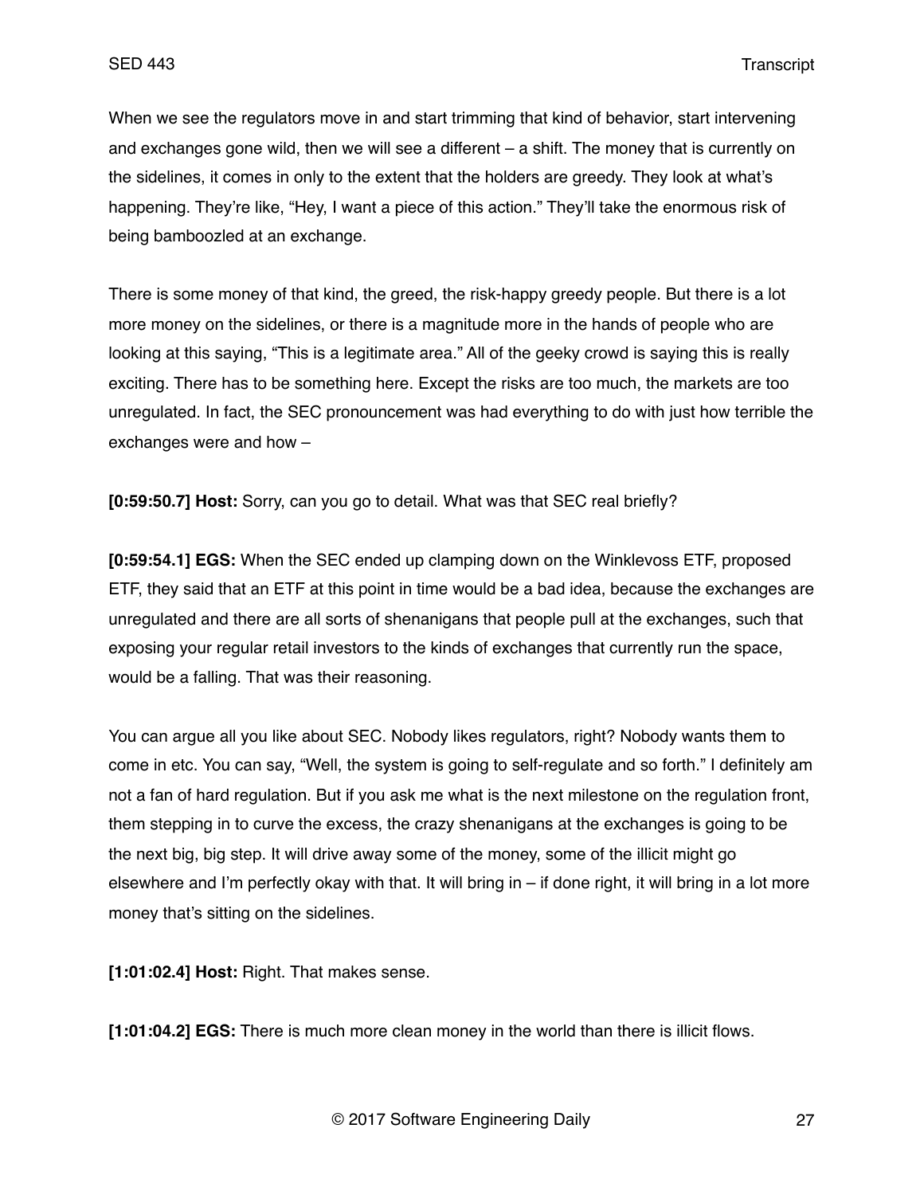When we see the regulators move in and start trimming that kind of behavior, start intervening and exchanges gone wild, then we will see a different – a shift. The money that is currently on the sidelines, it comes in only to the extent that the holders are greedy. They look at what's happening. They're like, "Hey, I want a piece of this action." They'll take the enormous risk of being bamboozled at an exchange.

There is some money of that kind, the greed, the risk-happy greedy people. But there is a lot more money on the sidelines, or there is a magnitude more in the hands of people who are looking at this saying, "This is a legitimate area." All of the geeky crowd is saying this is really exciting. There has to be something here. Except the risks are too much, the markets are too unregulated. In fact, the SEC pronouncement was had everything to do with just how terrible the exchanges were and how –

**[0:59:50.7] Host:** Sorry, can you go to detail. What was that SEC real briefly?

**[0:59:54.1] EGS:** When the SEC ended up clamping down on the Winklevoss ETF, proposed ETF, they said that an ETF at this point in time would be a bad idea, because the exchanges are unregulated and there are all sorts of shenanigans that people pull at the exchanges, such that exposing your regular retail investors to the kinds of exchanges that currently run the space, would be a falling. That was their reasoning.

You can argue all you like about SEC. Nobody likes regulators, right? Nobody wants them to come in etc. You can say, "Well, the system is going to self-regulate and so forth." I definitely am not a fan of hard regulation. But if you ask me what is the next milestone on the regulation front, them stepping in to curve the excess, the crazy shenanigans at the exchanges is going to be the next big, big step. It will drive away some of the money, some of the illicit might go elsewhere and I'm perfectly okay with that. It will bring in – if done right, it will bring in a lot more money that's sitting on the sidelines.

**[1:01:02.4] Host:** Right. That makes sense.

**[1:01:04.2] EGS:** There is much more clean money in the world than there is illicit flows.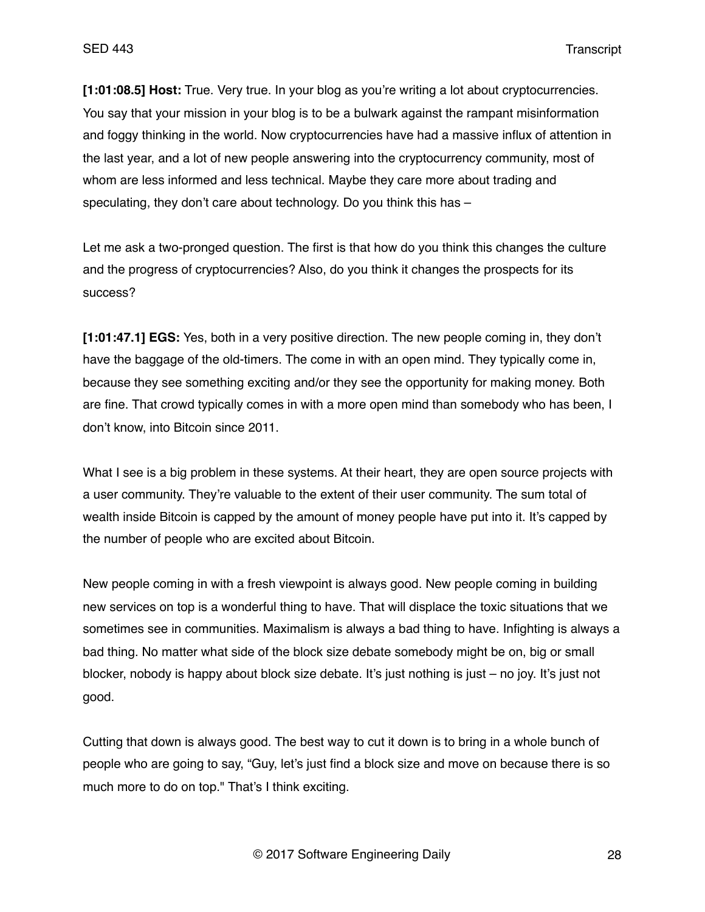**[1:01:08.5] Host:** True. Very true. In your blog as you're writing a lot about cryptocurrencies. You say that your mission in your blog is to be a bulwark against the rampant misinformation and foggy thinking in the world. Now cryptocurrencies have had a massive influx of attention in the last year, and a lot of new people answering into the cryptocurrency community, most of whom are less informed and less technical. Maybe they care more about trading and speculating, they don't care about technology. Do you think this has –

Let me ask a two-pronged question. The first is that how do you think this changes the culture and the progress of cryptocurrencies? Also, do you think it changes the prospects for its success?

**[1:01:47.1] EGS:** Yes, both in a very positive direction. The new people coming in, they don't have the baggage of the old-timers. The come in with an open mind. They typically come in, because they see something exciting and/or they see the opportunity for making money. Both are fine. That crowd typically comes in with a more open mind than somebody who has been, I don't know, into Bitcoin since 2011.

What I see is a big problem in these systems. At their heart, they are open source projects with a user community. They're valuable to the extent of their user community. The sum total of wealth inside Bitcoin is capped by the amount of money people have put into it. It's capped by the number of people who are excited about Bitcoin.

New people coming in with a fresh viewpoint is always good. New people coming in building new services on top is a wonderful thing to have. That will displace the toxic situations that we sometimes see in communities. Maximalism is always a bad thing to have. Infighting is always a bad thing. No matter what side of the block size debate somebody might be on, big or small blocker, nobody is happy about block size debate. It's just nothing is just – no joy. It's just not good.

Cutting that down is always good. The best way to cut it down is to bring in a whole bunch of people who are going to say, "Guy, let's just find a block size and move on because there is so much more to do on top." That's I think exciting.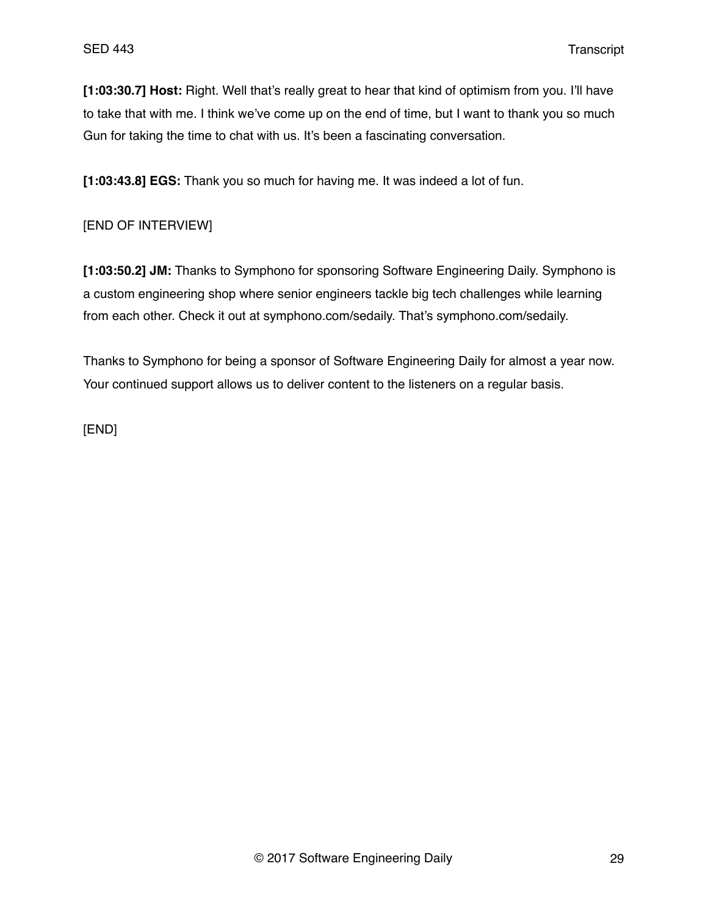**[1:03:30.7] Host:** Right. Well that's really great to hear that kind of optimism from you. I'll have to take that with me. I think we've come up on the end of time, but I want to thank you so much Gun for taking the time to chat with us. It's been a fascinating conversation.

**[1:03:43.8] EGS:** Thank you so much for having me. It was indeed a lot of fun.

[END OF INTERVIEW]

**[1:03:50.2] JM:** Thanks to Symphono for sponsoring Software Engineering Daily. Symphono is a custom engineering shop where senior engineers tackle big tech challenges while learning from each other. Check it out at symphono.com/sedaily. That's symphono.com/sedaily.

Thanks to Symphono for being a sponsor of Software Engineering Daily for almost a year now. Your continued support allows us to deliver content to the listeners on a regular basis.

[END]